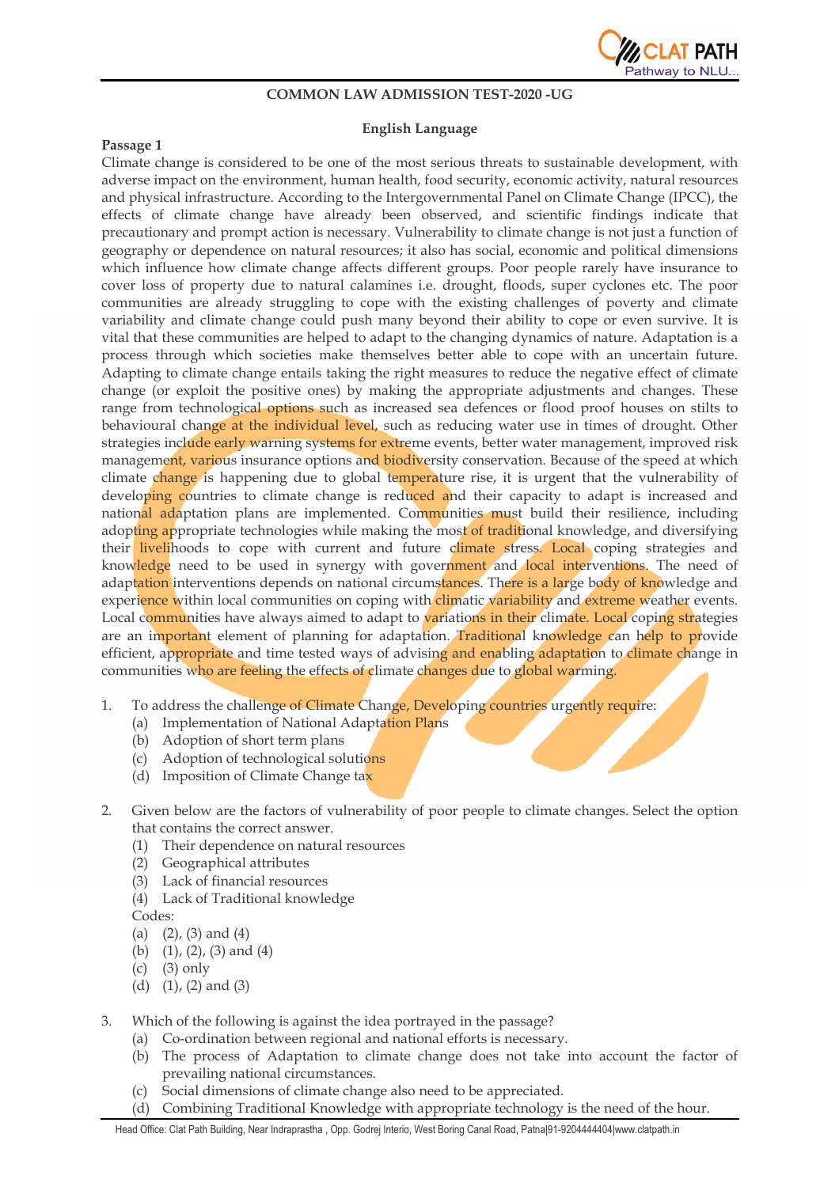**COMMON LAW ADMISSION TEST-2020 -UG**

**English Language**

**Passage 1**

Climate change is considered to be one of the most serious threats to sustainable development, with adverse impact on the environment, human health, food security, economic activity, natural resources and physical infrastructure. According to the Intergovernmental Panel on Climate Change (IPCC), the effects of climate change have already been observed, and scientific findings indicate that precautionary and prompt action is necessary. Vulnerability to climate change is not just a function of geography or dependence on natural resources; it also has social, economic and political dimensions which influence how climate change affects different groups. Poor people rarely have insurance to cover loss of property due to natural calamines i.e. drought, floods, super cyclones etc. The poor communities are already struggling to cope with the existing challenges of poverty and climate variability and climate change could push many beyond their ability to cope or even survive. It is vital that these communities are helped to adapt to the changing dynamics of nature. Adaptation is a process through which societies make themselves better able to cope with an uncertain future. Adapting to climate change entails taking the right measures to reduce the negative effect of climate change (or exploit the positive ones) by making the appropriate adjustments and changes. These range from technological options such as increased sea defences or flood proof houses on stilts to behavioural change at the individual level, such as reducing water use in times of drought. Other strategies include early warning systems for extreme events, better water management, improved risk management, various insurance options and biodiversity conservation. Because of the speed at which climate change is happening due to global temperature rise, it is urgent that the vulnerability of developing countries to climate change is reduced and their capacity to adapt is increased and national adaptation plans are implemented. Communities must build their resilience, including adopting appropriate technologies while making the most of traditional knowledge, and diversifying their livelihoods to cope with current and future climate stress. Local coping strategies and knowledge need to be used in synergy with government and local interventions. The need of adaptation interventions depends on national circumstances. There is a large body of knowledge and experience within local communities on coping with climatic variability and extreme weather events. Local communities have always aimed to adapt to variations in their climate. Local coping strategies are an important element of planning for adaptation. Traditional knowledge can help to provide efficient, appropriate and time tested ways of advising and enabling adaptation to climate change in communities who are feeling the effects of climate changes due to global warming.

1. To address the challenge of Climate Change, Developing countries urgently require:
   (a) Implementation of National Adaptation Plans
   (b) Adoption of short term plans
   (c) Adoption of technological solutions
   (d) Imposition of Climate Change tax

2. Given below are the factors of vulnerability of poor people to climate changes. Select the option that contains the correct answer.
   (1) Their dependence on natural resources
   (2) Geographical attributes
   (3) Lack of financial resources
   (4) Lack of Traditional knowledge
   Codes:
   (a) (2), (3) and (4)
   (b) (1), (2), (3) and (4)
   (c) (3) only
   (d) (1), (2) and (3)

3. Which of the following is against the idea portrayed in the passage?
   (a) Co-ordination between regional and national efforts is necessary.
   (b) The process of Adaptation to climate change does not take into account the factor of prevailing national circumstances.
   (c) Social dimensions of climate change also need to be appreciated.
   (d) Combining Traditional Knowledge with appropriate technology is the need of the hour.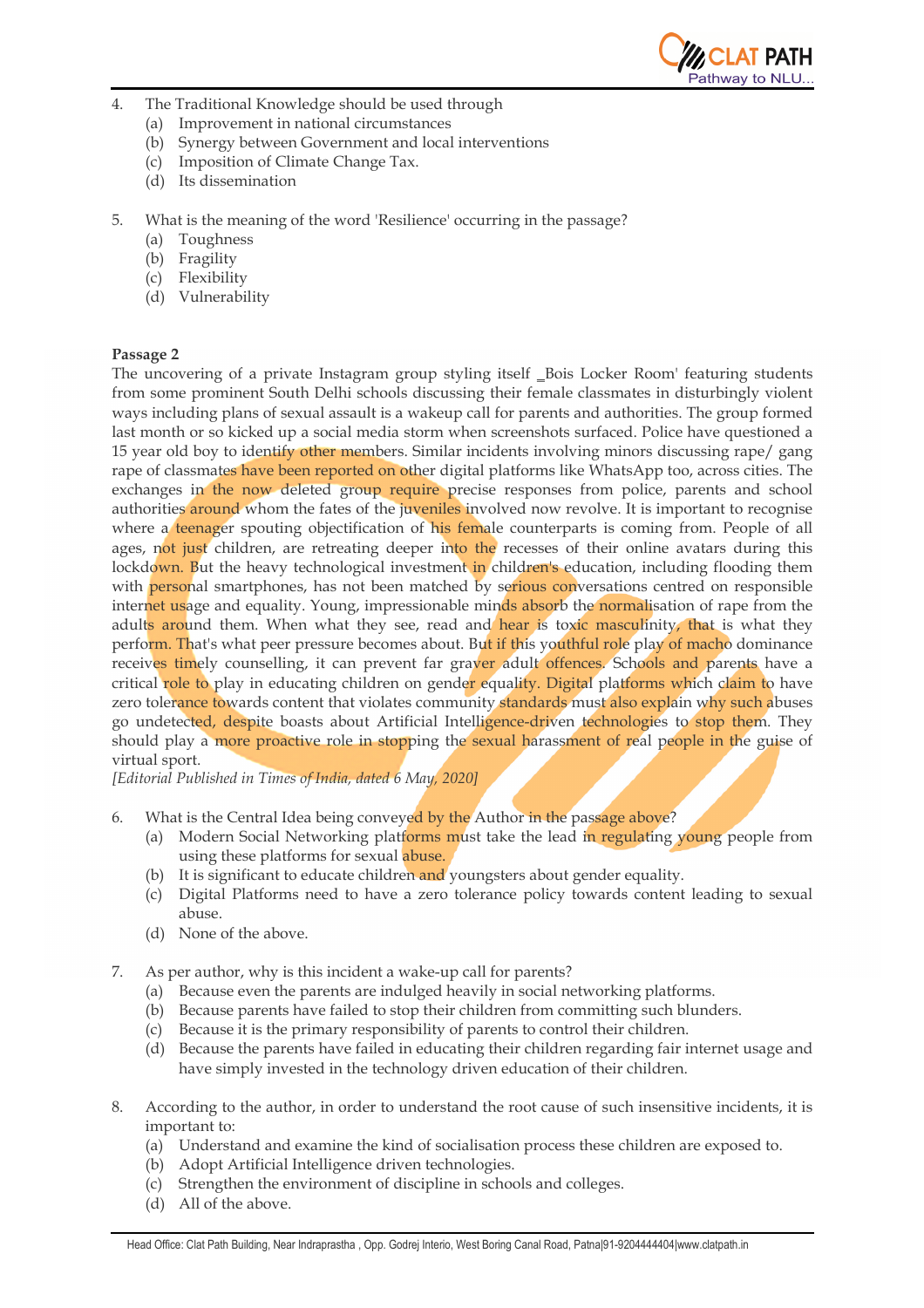4. The Traditional Knowledge should be used through
   (a) Improvement in national circumstances
   (b) Synergy between Government and local interventions
   (c) Imposition of Climate Change Tax.
   (d) Its dissemination

5. What is the meaning of the word 'Resilience' occurring in the passage?
   (a) Toughness
   (b) Fragility
   (c) Flexibility
   (d) Vulnerability

**Passage 2**

The uncovering of a private Instagram group styling itself ‗Bois Locker Room' featuring students from some prominent South Delhi schools discussing their female classmates in disturbingly violent ways including plans of sexual assault is a wakeup call for parents and authorities. The group formed last month or so kicked up a social media storm when screenshots surfaced. Police have questioned a 15 year old boy to identify other members. Similar incidents involving minors discussing rape/ gang rape of classmates have been reported on other digital platforms like WhatsApp too, across cities. The exchanges in the now deleted group require precise responses from police, parents and school authorities around whom the fates of the juveniles involved now revolve. It is important to recognise where a teenager spouting objectification of his female counterparts is coming from. People of all ages, not just children, are retreating deeper into the recesses of their online avatars during this lockdown. But the heavy technological investment in children's education, including flooding them with personal smartphones, has not been matched by serious conversations centred on responsible internet usage and equality. Young, impressionable minds absorb the normalisation of rape from the adults around them. When what they see, read and hear is toxic masculinity, that is what they perform. That's what peer pressure becomes about. But if this youthful role play of macho dominance receives timely counselling, it can prevent far graver adult offences. Schools and parents have a critical role to play in educating children on gender equality. Digital platforms which claim to have zero tolerance towards content that violates community standards must also explain why such abuses go undetected, despite boasts about Artificial Intelligence-driven technologies to stop them. They should play a more proactive role in stopping the sexual harassment of real people in the guise of virtual sport.

*[Editorial Published in Times of India, dated 6 May, 2020]*

6. What is the Central Idea being conveyed by the Author in the passage above?
   (a) Modern Social Networking platforms must take the lead in regulating young people from using these platforms for sexual abuse.
   (b) It is significant to educate children and youngsters about gender equality.
   (c) Digital Platforms need to have a zero tolerance policy towards content leading to sexual abuse.
   (d) None of the above.

7. As per author, why is this incident a wake-up call for parents?
   (a) Because even the parents are indulged heavily in social networking platforms.
   (b) Because parents have failed to stop their children from committing such blunders.
   (c) Because it is the primary responsibility of parents to control their children.
   (d) Because the parents have failed in educating their children regarding fair internet usage and have simply invested in the technology driven education of their children.

8. According to the author, in order to understand the root cause of such insensitive incidents, it is important to:
   (a) Understand and examine the kind of socialisation process these children are exposed to.
   (b) Adopt Artificial Intelligence driven technologies.
   (c) Strengthen the environment of discipline in schools and colleges.
   (d) All of the above.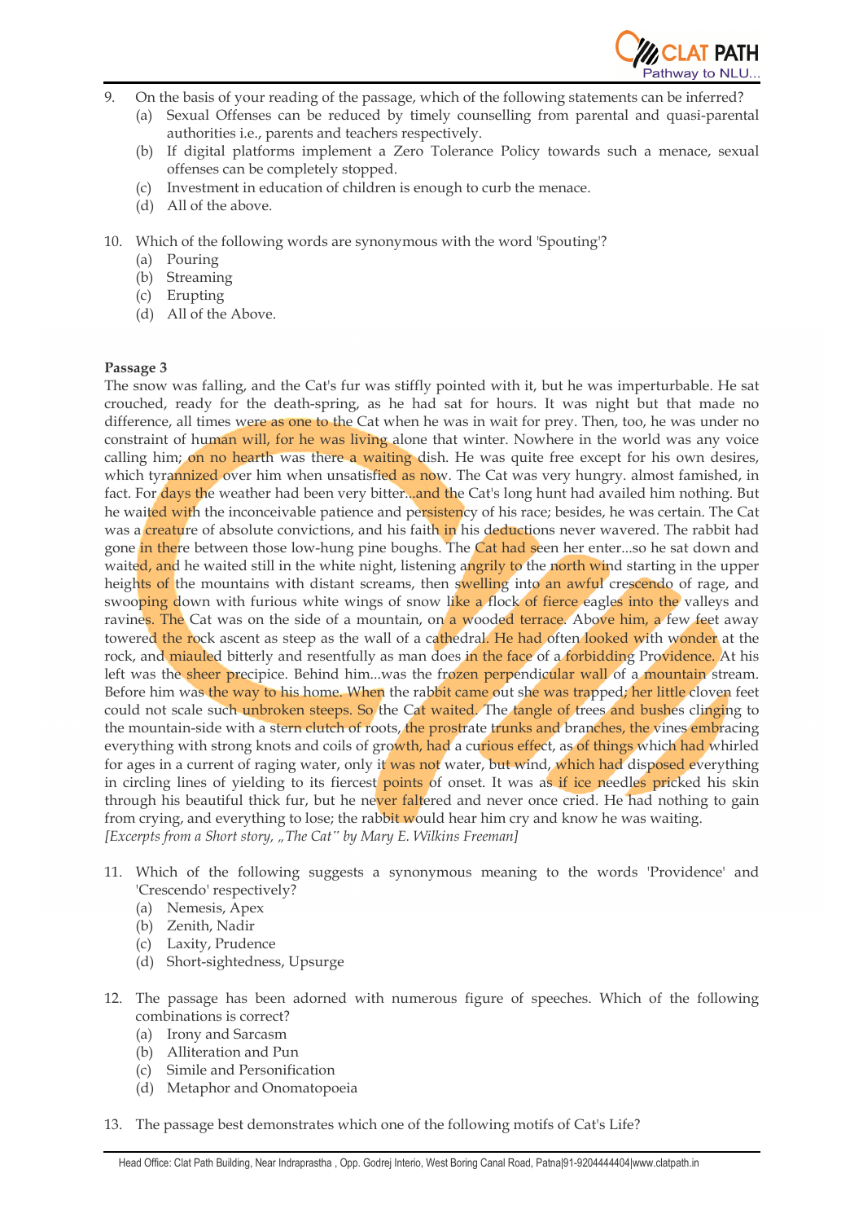9. On the basis of your reading of the passage, which of the following statements can be inferred?
   (a) Sexual Offenses can be reduced by timely counselling from parental and quasi-parental authorities i.e., parents and teachers respectively.
   (b) If digital platforms implement a Zero Tolerance Policy towards such a menace, sexual offenses can be completely stopped.
   (c) Investment in education of children is enough to curb the menace.
   (d) All of the above.

10. Which of the following words are synonymous with the word 'Spouting'?
   (a) Pouring
   (b) Streaming
   (c) Erupting
   (d) All of the Above.

**Passage 3**

The snow was falling, and the Cat's fur was stiffly pointed with it, but he was imperturbable. He sat crouched, ready for the death-spring, as he had sat for hours. It was night but that made no difference, all times were as one to the Cat when he was in wait for prey. Then, too, he was under no constraint of human will, for he was living alone that winter. Nowhere in the world was any voice calling him; on no hearth was there a waiting dish. He was quite free except for his own desires, which tyrannized over him when unsatisfied as now. The Cat was very hungry. almost famished, in fact. For days the weather had been very bitter...and the Cat's long hunt had availed him nothing. But he waited with the inconceivable patience and persistency of his race; besides, he was certain. The Cat was a creature of absolute convictions, and his faith in his deductions never wavered. The rabbit had gone in there between those low-hung pine boughs. The Cat had seen her enter...so he sat down and waited, and he waited still in the white night, listening angrily to the north wind starting in the upper heights of the mountains with distant screams, then swelling into an awful crescendo of rage, and swooping down with furious white wings of snow like a flock of fierce eagles into the valleys and ravines. The Cat was on the side of a mountain, on a wooded terrace. Above him, a few feet away towered the rock ascent as steep as the wall of a cathedral. He had often looked with wonder at the rock, and miauled bitterly and resentfully as man does in the face of a forbidding Providence. At his left was the sheer precipice. Behind him...was the frozen perpendicular wall of a mountain stream. Before him was the way to his home. When the rabbit came out she was trapped; her little cloven feet could not scale such unbroken steeps. So the Cat waited. The tangle of trees and bushes clinging to the mountain-side with a stern clutch of roots, the prostrate trunks and branches, the vines embracing everything with strong knots and coils of growth, had a curious effect, as of things which had whirled for ages in a current of raging water, only it was not water, but wind, which had disposed everything in circling lines of yielding to its fiercest points of onset. It was as if ice needles pricked his skin through his beautiful thick fur, but he never faltered and never once cried. He had nothing to gain from crying, and everything to lose; the rabbit would hear him cry and know he was waiting.

*[Excerpts from a Short story, „The Cat" by Mary E. Wilkins Freeman]*

11. Which of the following suggests a synonymous meaning to the words 'Providence' and 'Crescendo' respectively?
   (a) Nemesis, Apex
   (b) Zenith, Nadir
   (c) Laxity, Prudence
   (d) Short-sightedness, Upsurge

12. The passage has been adorned with numerous figure of speeches. Which of the following combinations is correct?
   (a) Irony and Sarcasm
   (b) Alliteration and Pun
   (c) Simile and Personification
   (d) Metaphor and Onomatopoeia

13. The passage best demonstrates which one of the following motifs of Cat's Life?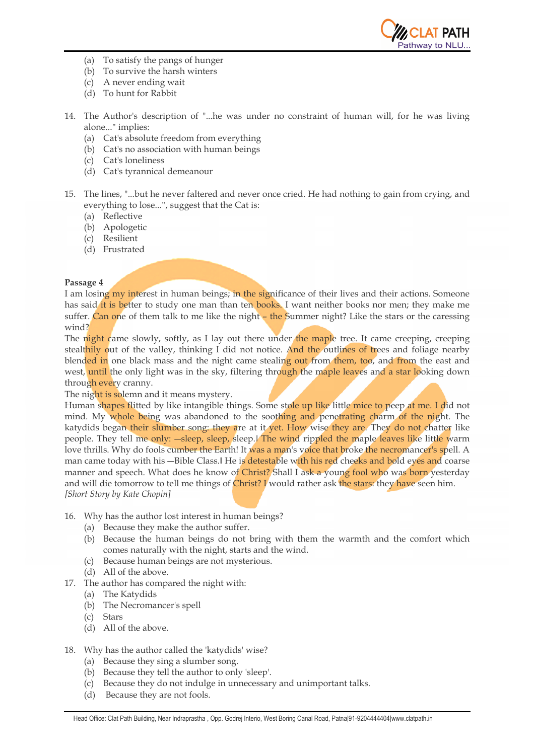(a) To satisfy the pangs of hunger
(b) To survive the harsh winters
(c) A never ending wait
(d) To hunt for Rabbit

14. The Author's description of "...he was under no constraint of human will, for he was living alone..." implies:
    (a) Cat's absolute freedom from everything
    (b) Cat's no association with human beings
    (c) Cat's loneliness
    (d) Cat's tyrannical demeanour

15. The lines, "...but he never faltered and never once cried. He had nothing to gain from crying, and everything to lose...", suggest that the Cat is:
    (a) Reflective
    (b) Apologetic
    (c) Resilient
    (d) Frustrated

**Passage 4**

I am losing my interest in human beings; in the significance of their lives and their actions. Someone has said it is better to study one man than ten books. I want neither books nor men; they make me suffer. Can one of them talk to me like the night – the Summer night? Like the stars or the caressing wind?

The night came slowly, softly, as I lay out there under the maple tree. It came creeping, creeping stealthily out of the valley, thinking I did not notice. And the outlines of trees and foliage nearby blended in one black mass and the night came stealing out from them, too, and from the east and west, until the only light was in the sky, filtering through the maple leaves and a star looking down through every cranny.

The night is solemn and it means mystery.

Human shapes flitted by like intangible things. Some stole up like little mice to peep at me. I did not mind. My whole being was abandoned to the soothing and penetrating charm of the night. The katydids began their slumber song: they are at it yet. How wise they are. They do not chatter like people. They tell me only: ―sleep, sleep, sleep.‖ The wind rippled the maple leaves like little warm love thrills. Why do fools cumber the Earth! It was a man's voice that broke the necromancer's spell. A man came today with his ―Bible Class.‖ He is detestable with his red cheeks and bold eyes and coarse manner and speech. What does he know of Christ? Shall I ask a young fool who was born yesterday and will die tomorrow to tell me things of Christ? I would rather ask the stars: they have seen him.

*[Short Story by Kate Chopin]*

16. Why has the author lost interest in human beings?
    (a) Because they make the author suffer.
    (b) Because the human beings do not bring with them the warmth and the comfort which comes naturally with the night, starts and the wind.
    (c) Because human beings are not mysterious.
    (d) All of the above.

17. The author has compared the night with:
    (a) The Katydids
    (b) The Necromancer's spell
    (c) Stars
    (d) All of the above.

18. Why has the author called the 'katydids' wise?
    (a) Because they sing a slumber song.
    (b) Because they tell the author to only 'sleep'.
    (c) Because they do not indulge in unnecessary and unimportant talks.
    (d) Because they are not fools.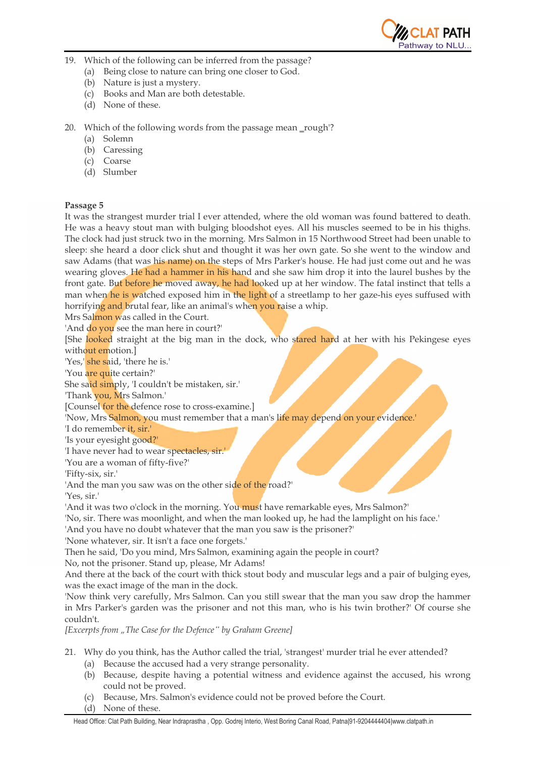19. Which of the following can be inferred from the passage?
    (a) Being close to nature can bring one closer to God.
    (b) Nature is just a mystery.
    (c) Books and Man are both detestable.
    (d) None of these.

20. Which of the following words from the passage mean _rough'?
    (a) Solemn
    (b) Caressing
    (c) Coarse
    (d) Slumber

**Passage 5**

It was the strangest murder trial I ever attended, where the old woman was found battered to death. He was a heavy stout man with bulging bloodshot eyes. All his muscles seemed to be in his thighs. The clock had just struck two in the morning. Mrs Salmon in 15 Northwood Street had been unable to sleep: she heard a door click shut and thought it was her own gate. So she went to the window and saw Adams (that was his name) on the steps of Mrs Parker's house. He had just come out and he was wearing gloves. He had a hammer in his hand and she saw him drop it into the laurel bushes by the front gate. But before he moved away, he had looked up at her window. The fatal instinct that tells a man when he is watched exposed him in the light of a streetlamp to her gaze-his eyes suffused with horrifying and brutal fear, like an animal's when you raise a whip.

Mrs Salmon was called in the Court.

'And do you see the man here in court?'

[She looked straight at the big man in the dock, who stared hard at her with his Pekingese eyes without emotion.]

'Yes,' she said, 'there he is.'

'You are quite certain?'

She said simply, 'I couldn't be mistaken, sir.'

'Thank you, Mrs Salmon.'

[Counsel for the defence rose to cross-examine.]

'Now, Mrs Salmon, you must remember that a man's life may depend on your evidence.'

'I do remember it, sir.'

'Is your eyesight good?'

'I have never had to wear spectacles, sir.'

'You are a woman of fifty-five?'

'Fifty-six, sir.'

'And the man you saw was on the other side of the road?'

'Yes, sir.'

'And it was two o'clock in the morning. You must have remarkable eyes, Mrs Salmon?'

'No, sir. There was moonlight, and when the man looked up, he had the lamplight on his face.'

'And you have no doubt whatever that the man you saw is the prisoner?'

'None whatever, sir. It isn't a face one forgets.'

Then he said, 'Do you mind, Mrs Salmon, examining again the people in court?

No, not the prisoner. Stand up, please, Mr Adams!

And there at the back of the court with thick stout body and muscular legs and a pair of bulging eyes, was the exact image of the man in the dock.

'Now think very carefully, Mrs Salmon. Can you still swear that the man you saw drop the hammer in Mrs Parker's garden was the prisoner and not this man, who is his twin brother?' Of course she couldn't.

*[Excerpts from „The Case for the Defence" by Graham Greene]*

21. Why do you think, has the Author called the trial, 'strangest' murder trial he ever attended?
    (a) Because the accused had a very strange personality.
    (b) Because, despite having a potential witness and evidence against the accused, his wrong could not be proved.
    (c) Because, Mrs. Salmon's evidence could not be proved before the Court.
    (d) None of these.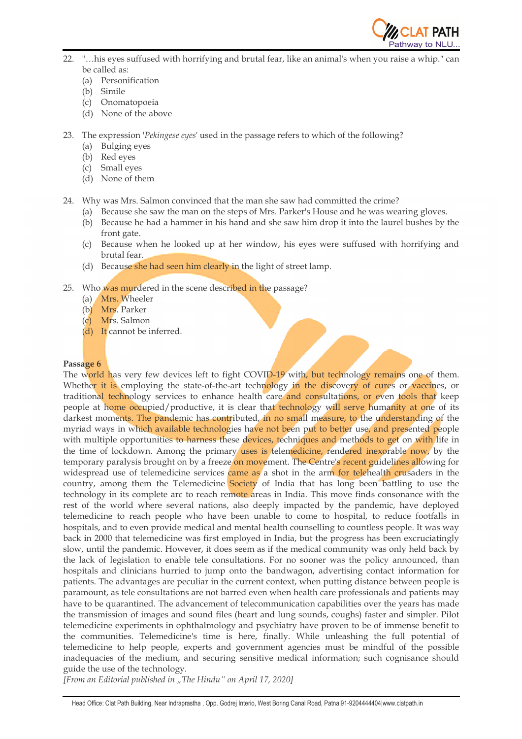22. "…his eyes suffused with horrifying and brutal fear, like an animal's when you raise a whip." can be called as:
    (a) Personification
    (b) Simile
    (c) Onomatopoeia
    (d) None of the above

23. The expression '*Pekingese eyes*' used in the passage refers to which of the following?
    (a) Bulging eyes
    (b) Red eyes
    (c) Small eyes
    (d) None of them

24. Why was Mrs. Salmon convinced that the man she saw had committed the crime?
    (a) Because she saw the man on the steps of Mrs. Parker's House and he was wearing gloves.
    (b) Because he had a hammer in his hand and she saw him drop it into the laurel bushes by the front gate.
    (c) Because when he looked up at her window, his eyes were suffused with horrifying and brutal fear.
    (d) Because she had seen him clearly in the light of street lamp.

25. Who was murdered in the scene described in the passage?
    (a) Mrs. Wheeler
    (b) Mrs. Parker
    (c) Mrs. Salmon
    (d) It cannot be inferred.

**Passage 6**

The world has very few devices left to fight COVID-19 with, but technology remains one of them. Whether it is employing the state-of-the-art technology in the discovery of cures or vaccines, or traditional technology services to enhance health care and consultations, or even tools that keep people at home occupied/productive, it is clear that technology will serve humanity at one of its darkest moments. The pandemic has contributed, in no small measure, to the understanding of the myriad ways in which available technologies have not been put to better use, and presented people with multiple opportunities to harness these devices, techniques and methods to get on with life in the time of lockdown. Among the primary uses is telemedicine, rendered inexorable now, by the temporary paralysis brought on by a freeze on movement. The Centre's recent guidelines allowing for widespread use of telemedicine services came as a shot in the arm for telehealth crusaders in the country, among them the Telemedicine Society of India that has long been battling to use the technology in its complete arc to reach remote areas in India. This move finds consonance with the rest of the world where several nations, also deeply impacted by the pandemic, have deployed telemedicine to reach people who have been unable to come to hospital, to reduce footfalls in hospitals, and to even provide medical and mental health counselling to countless people. It was way back in 2000 that telemedicine was first employed in India, but the progress has been excruciatingly slow, until the pandemic. However, it does seem as if the medical community was only held back by the lack of legislation to enable tele consultations. For no sooner was the policy announced, than hospitals and clinicians hurried to jump onto the bandwagon, advertising contact information for patients. The advantages are peculiar in the current context, when putting distance between people is paramount, as tele consultations are not barred even when health care professionals and patients may have to be quarantined. The advancement of telecommunication capabilities over the years has made the transmission of images and sound files (heart and lung sounds, coughs) faster and simpler. Pilot telemedicine experiments in ophthalmology and psychiatry have proven to be of immense benefit to the communities. Telemedicine's time is here, finally. While unleashing the full potential of telemedicine to help people, experts and government agencies must be mindful of the possible inadequacies of the medium, and securing sensitive medical information; such cognisance should guide the use of the technology.

*[From an Editorial published in „The Hindu" on April 17, 2020]*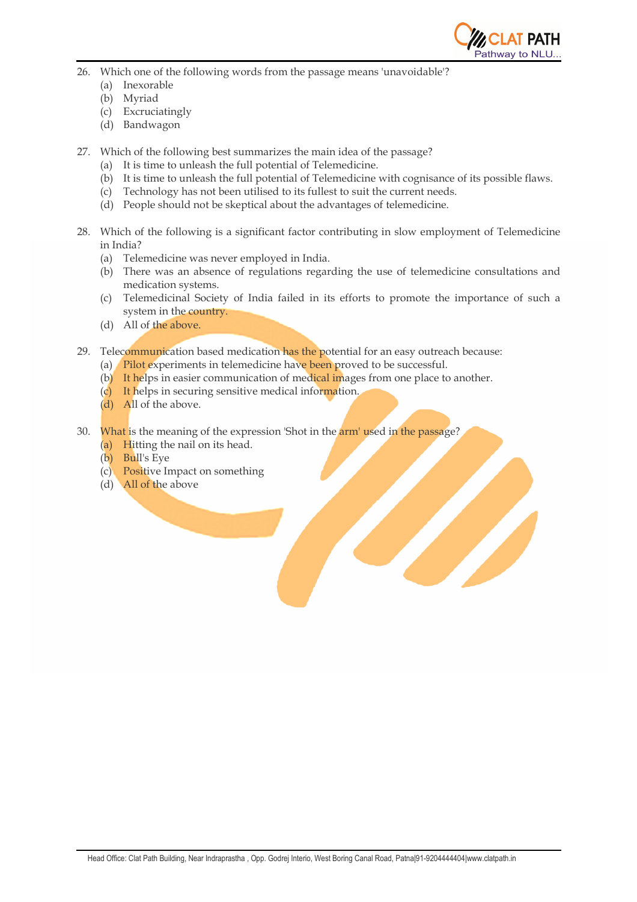26. Which one of the following words from the passage means 'unavoidable'?
    (a) Inexorable
    (b) Myriad
    (c) Excruciatingly
    (d) Bandwagon

27. Which of the following best summarizes the main idea of the passage?
    (a) It is time to unleash the full potential of Telemedicine.
    (b) It is time to unleash the full potential of Telemedicine with cognisance of its possible flaws.
    (c) Technology has not been utilised to its fullest to suit the current needs.
    (d) People should not be skeptical about the advantages of telemedicine.

28. Which of the following is a significant factor contributing in slow employment of Telemedicine in India?
    (a) Telemedicine was never employed in India.
    (b) There was an absence of regulations regarding the use of telemedicine consultations and medication systems.
    (c) Telemedicinal Society of India failed in its efforts to promote the importance of such a system in the country.
    (d) All of the above.

29. Telecommunication based medication has the potential for an easy outreach because:
    (a) Pilot experiments in telemedicine have been proved to be successful.
    (b) It helps in easier communication of medical images from one place to another.
    (c) It helps in securing sensitive medical information.
    (d) All of the above.

30. What is the meaning of the expression 'Shot in the arm' used in the passage?
    (a) Hitting the nail on its head.
    (b) Bull's Eye
    (c) Positive Impact on something
    (d) All of the above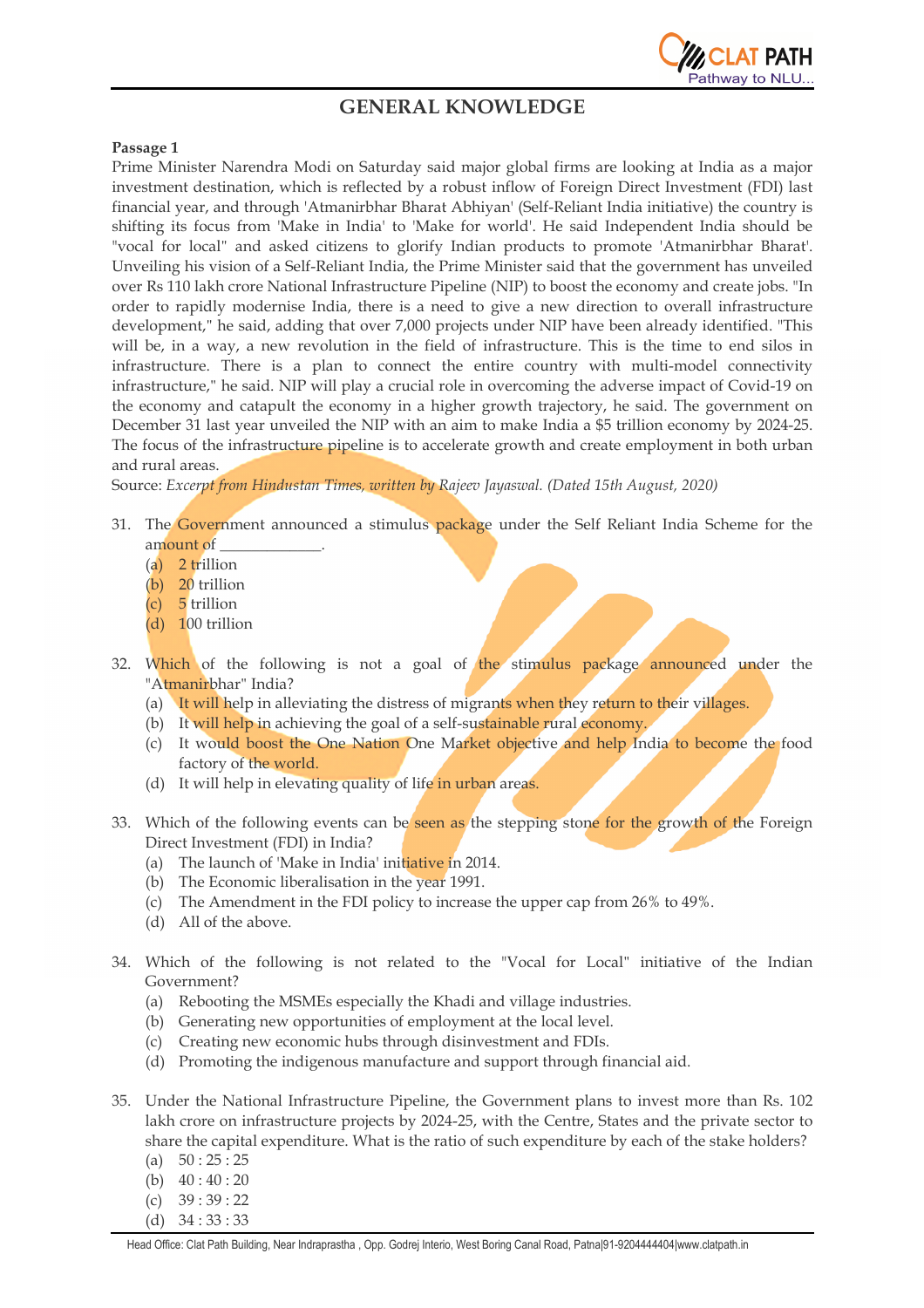# GENERAL KNOWLEDGE

**Passage 1**

Prime Minister Narendra Modi on Saturday said major global firms are looking at India as a major investment destination, which is reflected by a robust inflow of Foreign Direct Investment (FDI) last financial year, and through 'Atmanirbhar Bharat Abhiyan' (Self-Reliant India initiative) the country is shifting its focus from 'Make in India' to 'Make for world'. He said Independent India should be "vocal for local" and asked citizens to glorify Indian products to promote 'Atmanirbhar Bharat'. Unveiling his vision of a Self-Reliant India, the Prime Minister said that the government has unveiled over Rs 110 lakh crore National Infrastructure Pipeline (NIP) to boost the economy and create jobs. "In order to rapidly modernise India, there is a need to give a new direction to overall infrastructure development," he said, adding that over 7,000 projects under NIP have been already identified. "This will be, in a way, a new revolution in the field of infrastructure. This is the time to end silos in infrastructure. There is a plan to connect the entire country with multi-model connectivity infrastructure," he said. NIP will play a crucial role in overcoming the adverse impact of Covid-19 on the economy and catapult the economy in a higher growth trajectory, he said. The government on December 31 last year unveiled the NIP with an aim to make India a $5 trillion economy by 2024-25. The focus of the infrastructure pipeline is to accelerate growth and create employment in both urban and rural areas.

Source: *Excerpt from Hindustan Times, written by Rajeev Jayaswal. (Dated 15th August, 2020)*

31. The Government announced a stimulus package under the Self Reliant India Scheme for the amount of _____________.
    (a) 2 trillion
    (b) 20 trillion
    (c) 5 trillion
    (d) 100 trillion

32. Which of the following is not a goal of the stimulus package announced under the "Atmanirbhar" India?
    (a) It will help in alleviating the distress of migrants when they return to their villages.
    (b) It will help in achieving the goal of a self-sustainable rural economy.
    (c) It would boost the One Nation One Market objective and help India to become the food factory of the world.
    (d) It will help in elevating quality of life in urban areas.

33. Which of the following events can be seen as the stepping stone for the growth of the Foreign Direct Investment (FDI) in India?
    (a) The launch of 'Make in India' initiative in 2014.
    (b) The Economic liberalisation in the year 1991.
    (c) The Amendment in the FDI policy to increase the upper cap from 26% to 49%.
    (d) All of the above.

34. Which of the following is not related to the "Vocal for Local" initiative of the Indian Government?
    (a) Rebooting the MSMEs especially the Khadi and village industries.
    (b) Generating new opportunities of employment at the local level.
    (c) Creating new economic hubs through disinvestment and FDIs.
    (d) Promoting the indigenous manufacture and support through financial aid.

35. Under the National Infrastructure Pipeline, the Government plans to invest more than Rs. 102 lakh crore on infrastructure projects by 2024-25, with the Centre, States and the private sector to share the capital expenditure. What is the ratio of such expenditure by each of the stake holders?
    (a) 50 : 25 : 25
    (b) 40 : 40 : 20
    (c) 39 : 39 : 22
    (d) 34 : 33 : 33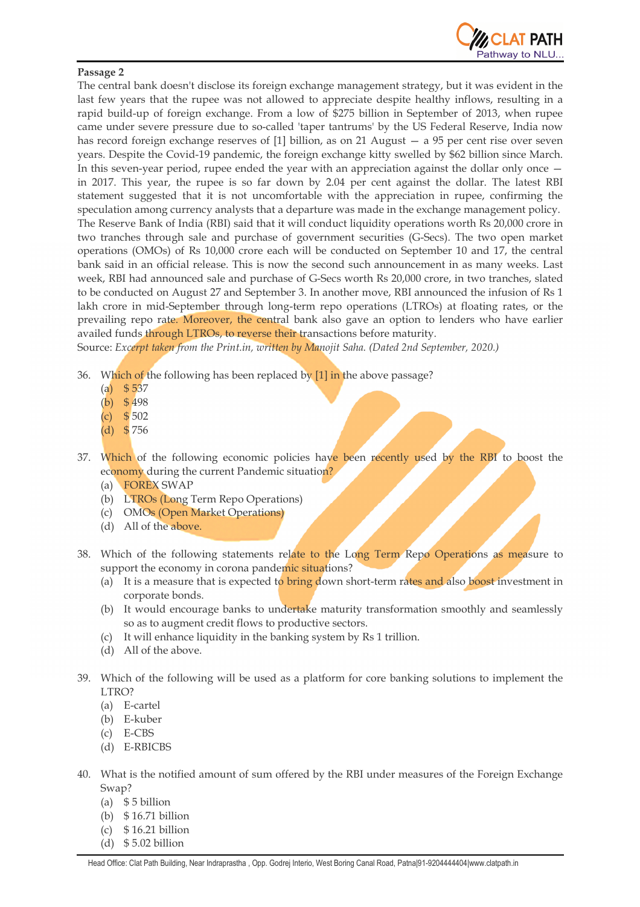**Passage 2**

The central bank doesn't disclose its foreign exchange management strategy, but it was evident in the last few years that the rupee was not allowed to appreciate despite healthy inflows, resulting in a rapid build-up of foreign exchange. From a low of $275 billion in September of 2013, when rupee came under severe pressure due to so-called 'taper tantrums' by the US Federal Reserve, India now has record foreign exchange reserves of [1] billion, as on 21 August — a 95 per cent rise over seven years. Despite the Covid-19 pandemic, the foreign exchange kitty swelled by $62 billion since March. In this seven-year period, rupee ended the year with an appreciation against the dollar only once — in 2017. This year, the rupee is so far down by 2.04 per cent against the dollar. The latest RBI statement suggested that it is not uncomfortable with the appreciation in rupee, confirming the speculation among currency analysts that a departure was made in the exchange management policy.
The Reserve Bank of India (RBI) said that it will conduct liquidity operations worth Rs 20,000 crore in two tranches through sale and purchase of government securities (G-Secs). The two open market operations (OMOs) of Rs 10,000 crore each will be conducted on September 10 and 17, the central bank said in an official release. This is now the second such announcement in as many weeks. Last week, RBI had announced sale and purchase of G-Secs worth Rs 20,000 crore, in two tranches, slated to be conducted on August 27 and September 3. In another move, RBI announced the infusion of Rs 1 lakh crore in mid-September through long-term repo operations (LTROs) at floating rates, or the prevailing repo rate. Moreover, the central bank also gave an option to lenders who have earlier availed funds through LTROs, to reverse their transactions before maturity.
Source: *Excerpt taken from the Print.in, written by Manojit Saha. (Dated 2nd September, 2020.)*

36. Which of the following has been replaced by [1] in the above passage?
    (a) $ 537
    (b) $ 498
    (c) $ 502
    (d) $ 756

37. Which of the following economic policies have been recently used by the RBI to boost the economy during the current Pandemic situation?
    (a) FOREX SWAP
    (b) LTROs (Long Term Repo Operations)
    (c) OMOs (Open Market Operations)
    (d) All of the above.

38. Which of the following statements relate to the Long Term Repo Operations as measure to support the economy in corona pandemic situations?
    (a) It is a measure that is expected to bring down short-term rates and also boost investment in corporate bonds.
    (b) It would encourage banks to undertake maturity transformation smoothly and seamlessly so as to augment credit flows to productive sectors.
    (c) It will enhance liquidity in the banking system by Rs 1 trillion.
    (d) All of the above.

39. Which of the following will be used as a platform for core banking solutions to implement the LTRO?
    (a) E-cartel
    (b) E-kuber
    (c) E-CBS
    (d) E-RBICBS

40. What is the notified amount of sum offered by the RBI under measures of the Foreign Exchange Swap?
    (a) $ 5 billion
    (b) $ 16.71 billion
    (c) $ 16.21 billion
    (d) $ 5.02 billion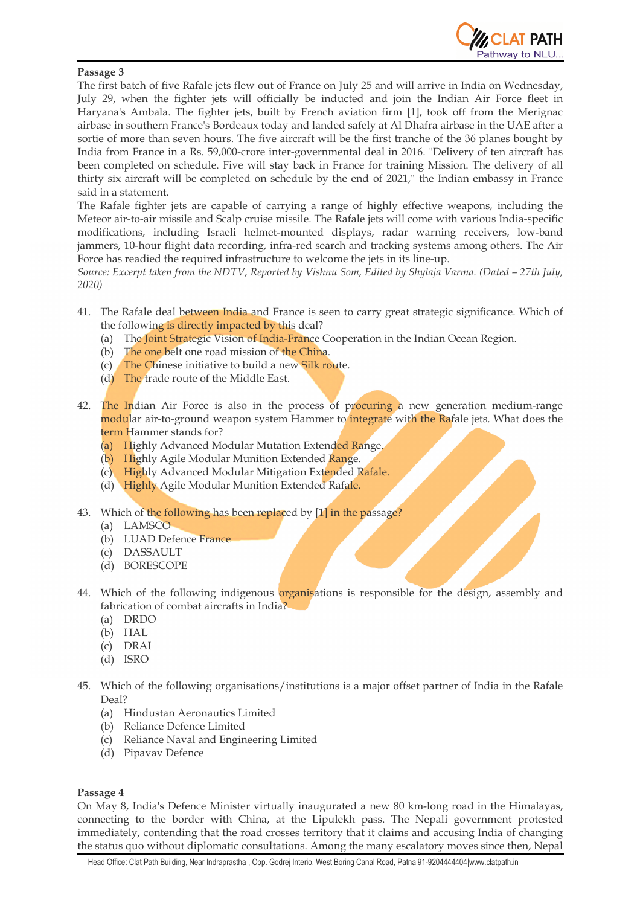**Passage 3**

The first batch of five Rafale jets flew out of France on July 25 and will arrive in India on Wednesday, July 29, when the fighter jets will officially be inducted and join the Indian Air Force fleet in Haryana's Ambala. The fighter jets, built by French aviation firm [1], took off from the Merignac airbase in southern France's Bordeaux today and landed safely at Al Dhafra airbase in the UAE after a sortie of more than seven hours. The five aircraft will be the first tranche of the 36 planes bought by India from France in a Rs. 59,000-crore inter-governmental deal in 2016. "Delivery of ten aircraft has been completed on schedule. Five will stay back in France for training Mission. The delivery of all thirty six aircraft will be completed on schedule by the end of 2021," the Indian embassy in France said in a statement.

The Rafale fighter jets are capable of carrying a range of highly effective weapons, including the Meteor air-to-air missile and Scalp cruise missile. The Rafale jets will come with various India-specific modifications, including Israeli helmet-mounted displays, radar warning receivers, low-band jammers, 10-hour flight data recording, infra-red search and tracking systems among others. The Air Force has readied the required infrastructure to welcome the jets in its line-up.

*Source: Excerpt taken from the NDTV, Reported by Vishnu Som, Edited by Shylaja Varma. (Dated – 27th July, 2020)*

41. The Rafale deal between India and France is seen to carry great strategic significance. Which of the following is directly impacted by this deal?
    (a) The Joint Strategic Vision of India-France Cooperation in the Indian Ocean Region.
    (b) The one belt one road mission of the China.
    (c) The Chinese initiative to build a new Silk route.
    (d) The trade route of the Middle East.

42. The Indian Air Force is also in the process of procuring a new generation medium-range modular air-to-ground weapon system Hammer to integrate with the Rafale jets. What does the term Hammer stands for?
    (a) Highly Advanced Modular Mutation Extended Range.
    (b) Highly Agile Modular Munition Extended Range.
    (c) Highly Advanced Modular Mitigation Extended Rafale.
    (d) Highly Agile Modular Munition Extended Rafale.

43. Which of the following has been replaced by [1] in the passage?
    (a) LAMSCO
    (b) LUAD Defence France
    (c) DASSAULT
    (d) BORESCOPE

44. Which of the following indigenous organisations is responsible for the design, assembly and fabrication of combat aircrafts in India?
    (a) DRDO
    (b) HAL
    (c) DRAI
    (d) ISRO

45. Which of the following organisations/institutions is a major offset partner of India in the Rafale Deal?
    (a) Hindustan Aeronautics Limited
    (b) Reliance Defence Limited
    (c) Reliance Naval and Engineering Limited
    (d) Pipavav Defence

**Passage 4**

On May 8, India's Defence Minister virtually inaugurated a new 80 km-long road in the Himalayas, connecting to the border with China, at the Lipulekh pass. The Nepali government protested immediately, contending that the road crosses territory that it claims and accusing India of changing the status quo without diplomatic consultations. Among the many escalatory moves since then, Nepal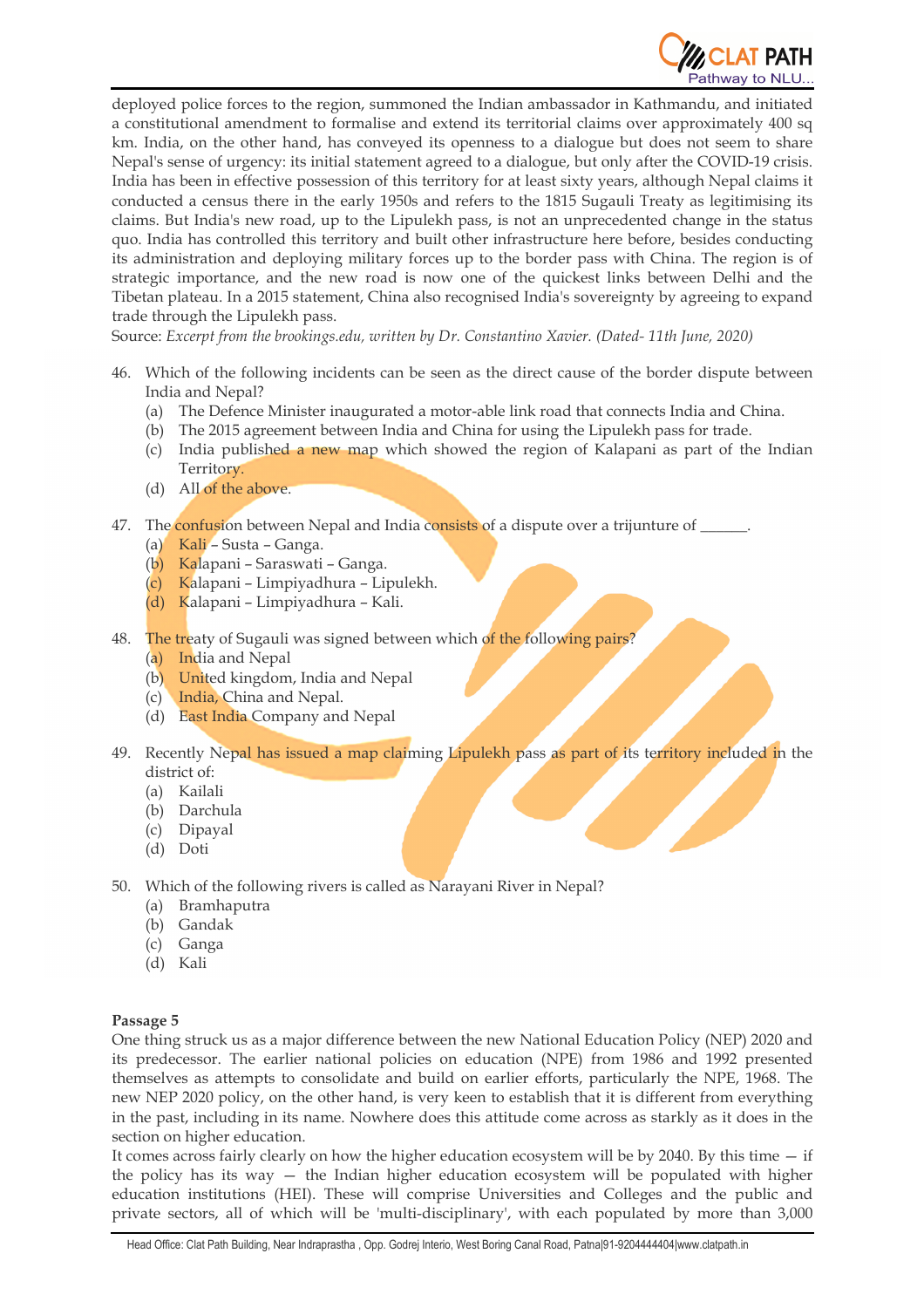deployed police forces to the region, summoned the Indian ambassador in Kathmandu, and initiated a constitutional amendment to formalise and extend its territorial claims over approximately 400 sq km. India, on the other hand, has conveyed its openness to a dialogue but does not seem to share Nepal's sense of urgency: its initial statement agreed to a dialogue, but only after the COVID-19 crisis. India has been in effective possession of this territory for at least sixty years, although Nepal claims it conducted a census there in the early 1950s and refers to the 1815 Sugauli Treaty as legitimising its claims. But India's new road, up to the Lipulekh pass, is not an unprecedented change in the status quo. India has controlled this territory and built other infrastructure here before, besides conducting its administration and deploying military forces up to the border pass with China. The region is of strategic importance, and the new road is now one of the quickest links between Delhi and the Tibetan plateau. In a 2015 statement, China also recognised India's sovereignty by agreeing to expand trade through the Lipulekh pass.

Source: *Excerpt from the brookings.edu, written by Dr. Constantino Xavier. (Dated- 11th June, 2020)*

46. Which of the following incidents can be seen as the direct cause of the border dispute between India and Nepal?
    (a) The Defence Minister inaugurated a motor-able link road that connects India and China.
    (b) The 2015 agreement between India and China for using the Lipulekh pass for trade.
    (c) India published a new map which showed the region of Kalapani as part of the Indian Territory.
    (d) All of the above.

47. The confusion between Nepal and India consists of a dispute over a trijunture of ______.
    (a) Kali – Susta – Ganga.
    (b) Kalapani – Saraswati – Ganga.
    (c) Kalapani – Limpiyadhura – Lipulekh.
    (d) Kalapani – Limpiyadhura – Kali.

48. The treaty of Sugauli was signed between which of the following pairs?
    (a) India and Nepal
    (b) United kingdom, India and Nepal
    (c) India, China and Nepal.
    (d) East India Company and Nepal

49. Recently Nepal has issued a map claiming Lipulekh pass as part of its territory included in the district of:
    (a) Kailali
    (b) Darchula
    (c) Dipayal
    (d) Doti

50. Which of the following rivers is called as Narayani River in Nepal?
    (a) Bramhaputra
    (b) Gandak
    (c) Ganga
    (d) Kali

**Passage 5**

One thing struck us as a major difference between the new National Education Policy (NEP) 2020 and its predecessor. The earlier national policies on education (NPE) from 1986 and 1992 presented themselves as attempts to consolidate and build on earlier efforts, particularly the NPE, 1968. The new NEP 2020 policy, on the other hand, is very keen to establish that it is different from everything in the past, including in its name. Nowhere does this attitude come across as starkly as it does in the section on higher education.

It comes across fairly clearly on how the higher education ecosystem will be by 2040. By this time — if the policy has its way — the Indian higher education ecosystem will be populated with higher education institutions (HEI). These will comprise Universities and Colleges and the public and private sectors, all of which will be 'multi-disciplinary', with each populated by more than 3,000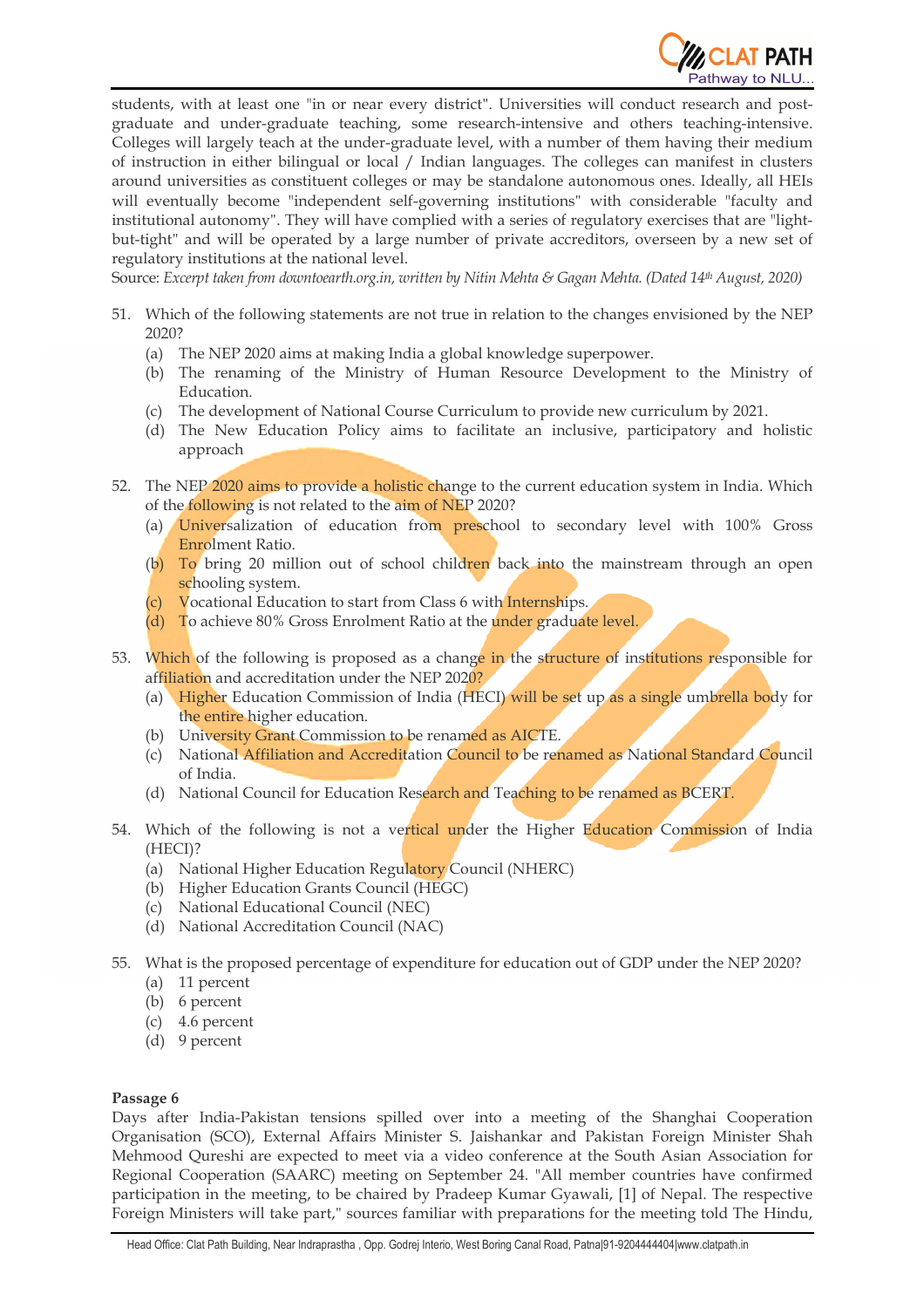students, with at least one "in or near every district". Universities will conduct research and post-graduate and under-graduate teaching, some research-intensive and others teaching-intensive. Colleges will largely teach at the under-graduate level, with a number of them having their medium of instruction in either bilingual or local / Indian languages. The colleges can manifest in clusters around universities as constituent colleges or may be standalone autonomous ones. Ideally, all HEIs will eventually become "independent self-governing institutions" with considerable "faculty and institutional autonomy". They will have complied with a series of regulatory exercises that are "light-but-tight" and will be operated by a large number of private accreditors, overseen by a new set of regulatory institutions at the national level.

Source: *Excerpt taken from downtoearth.org.in, written by Nitin Mehta & Gagan Mehta. (Dated 14th August, 2020)*

51. Which of the following statements are not true in relation to the changes envisioned by the NEP 2020?
    (a) The NEP 2020 aims at making India a global knowledge superpower.
    (b) The renaming of the Ministry of Human Resource Development to the Ministry of Education.
    (c) The development of National Course Curriculum to provide new curriculum by 2021.
    (d) The New Education Policy aims to facilitate an inclusive, participatory and holistic approach

52. The NEP 2020 aims to provide a holistic change to the current education system in India. Which of the following is not related to the aim of NEP 2020?
    (a) Universalization of education from preschool to secondary level with 100% Gross Enrolment Ratio.
    (b) To bring 20 million out of school children back into the mainstream through an open schooling system.
    (c) Vocational Education to start from Class 6 with Internships.
    (d) To achieve 80% Gross Enrolment Ratio at the under graduate level.

53. Which of the following is proposed as a change in the structure of institutions responsible for affiliation and accreditation under the NEP 2020?
    (a) Higher Education Commission of India (HECI) will be set up as a single umbrella body for the entire higher education.
    (b) University Grant Commission to be renamed as AICTE.
    (c) National Affiliation and Accreditation Council to be renamed as National Standard Council of India.
    (d) National Council for Education Research and Teaching to be renamed as BCERT.

54. Which of the following is not a vertical under the Higher Education Commission of India (HECI)?
    (a) National Higher Education Regulatory Council (NHERC)
    (b) Higher Education Grants Council (HEGC)
    (c) National Educational Council (NEC)
    (d) National Accreditation Council (NAC)

55. What is the proposed percentage of expenditure for education out of GDP under the NEP 2020?
    (a) 11 percent
    (b) 6 percent
    (c) 4.6 percent
    (d) 9 percent

**Passage 6**

Days after India-Pakistan tensions spilled over into a meeting of the Shanghai Cooperation Organisation (SCO), External Affairs Minister S. Jaishankar and Pakistan Foreign Minister Shah Mehmood Qureshi are expected to meet via a video conference at the South Asian Association for Regional Cooperation (SAARC) meeting on September 24. "All member countries have confirmed participation in the meeting, to be chaired by Pradeep Kumar Gyawali, [1] of Nepal. The respective Foreign Ministers will take part," sources familiar with preparations for the meeting told The Hindu,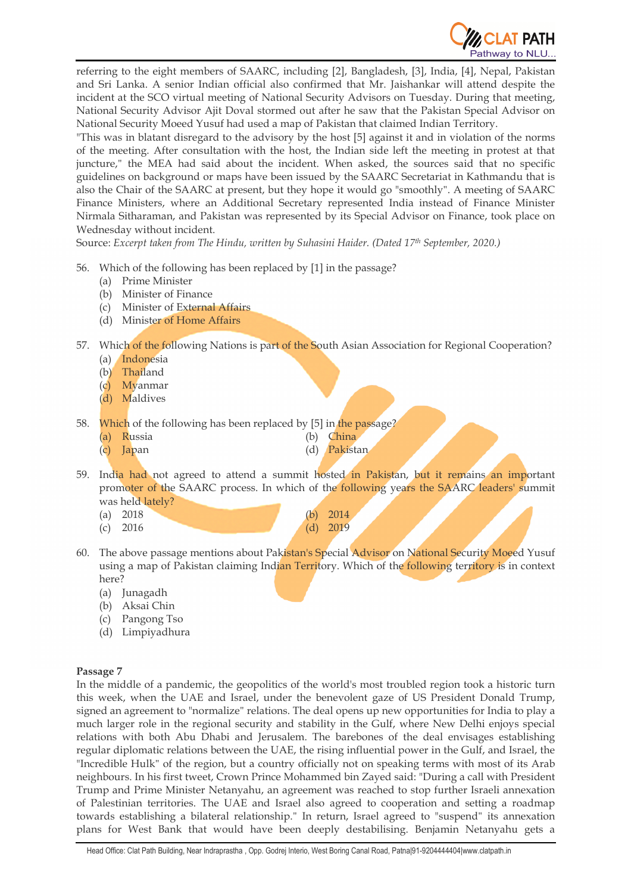referring to the eight members of SAARC, including [2], Bangladesh, [3], India, [4], Nepal, Pakistan and Sri Lanka. A senior Indian official also confirmed that Mr. Jaishankar will attend despite the incident at the SCO virtual meeting of National Security Advisors on Tuesday. During that meeting, National Security Advisor Ajit Doval stormed out after he saw that the Pakistan Special Advisor on National Security Moeed Yusuf had used a map of Pakistan that claimed Indian Territory.

"This was in blatant disregard to the advisory by the host [5] against it and in violation of the norms of the meeting. After consultation with the host, the Indian side left the meeting in protest at that juncture," the MEA had said about the incident. When asked, the sources said that no specific guidelines on background or maps have been issued by the SAARC Secretariat in Kathmandu that is also the Chair of the SAARC at present, but they hope it would go "smoothly". A meeting of SAARC Finance Ministers, where an Additional Secretary represented India instead of Finance Minister Nirmala Sitharaman, and Pakistan was represented by its Special Advisor on Finance, took place on Wednesday without incident.

Source: *Excerpt taken from The Hindu, written by Suhasini Haider. (Dated 17th September, 2020.)*

56. Which of the following has been replaced by [1] in the passage?
    - (a) Prime Minister
    - (b) Minister of Finance
    - (c) Minister of External Affairs
    - (d) Minister of Home Affairs

57. Which of the following Nations is part of the South Asian Association for Regional Cooperation?
    - (a) Indonesia
    - (b) Thailand
    - (c) Myanmar
    - (d) Maldives

58. Which of the following has been replaced by [5] in the passage?
    - (a) Russia
    - (b) China
    - (c) Japan
    - (d) Pakistan

59. India had not agreed to attend a summit hosted in Pakistan, but it remains an important promoter of the SAARC process. In which of the following years the SAARC leaders' summit was held lately?
    - (a) 2018
    - (b) 2014
    - (c) 2016
    - (d) 2019

60. The above passage mentions about Pakistan's Special Advisor on National Security Moeed Yusuf using a map of Pakistan claiming Indian Territory. Which of the following territory is in context here?
    - (a) Junagadh
    - (b) Aksai Chin
    - (c) Pangong Tso
    - (d) Limpiyadhura

**Passage 7**

In the middle of a pandemic, the geopolitics of the world's most troubled region took a historic turn this week, when the UAE and Israel, under the benevolent gaze of US President Donald Trump, signed an agreement to "normalize" relations. The deal opens up new opportunities for India to play a much larger role in the regional security and stability in the Gulf, where New Delhi enjoys special relations with both Abu Dhabi and Jerusalem. The barebones of the deal envisages establishing regular diplomatic relations between the UAE, the rising influential power in the Gulf, and Israel, the "Incredible Hulk" of the region, but a country officially not on speaking terms with most of its Arab neighbours. In his first tweet, Crown Prince Mohammed bin Zayed said: "During a call with President Trump and Prime Minister Netanyahu, an agreement was reached to stop further Israeli annexation of Palestinian territories. The UAE and Israel also agreed to cooperation and setting a roadmap towards establishing a bilateral relationship." In return, Israel agreed to "suspend" its annexation plans for West Bank that would have been deeply destabilising. Benjamin Netanyahu gets a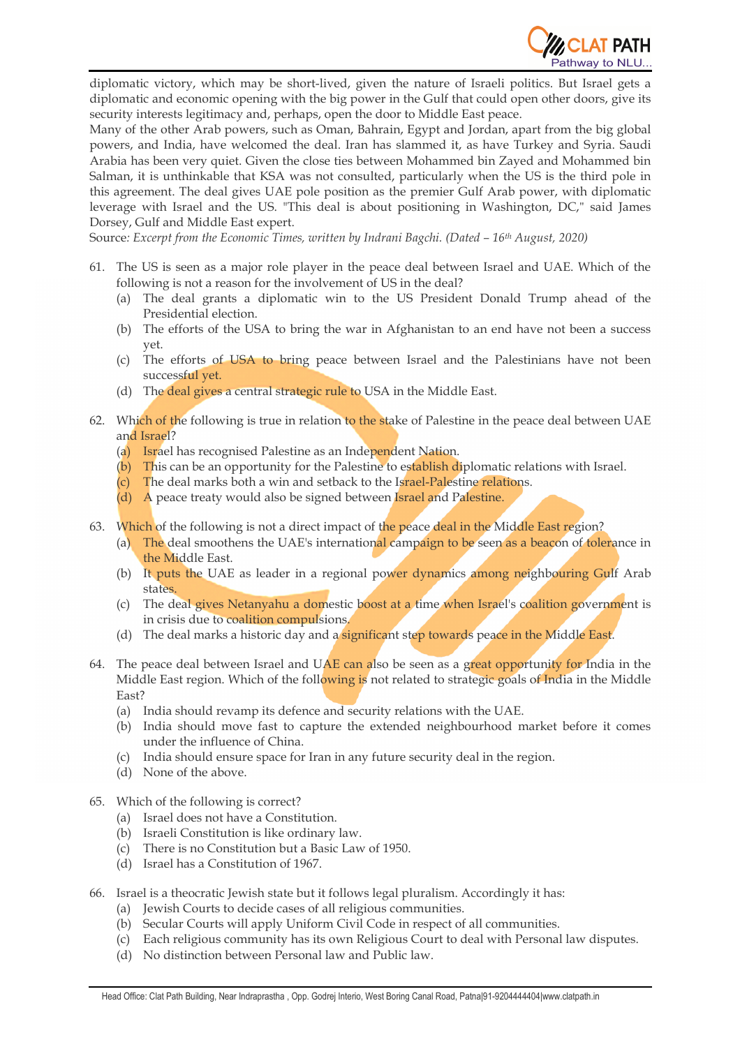diplomatic victory, which may be short-lived, given the nature of Israeli politics. But Israel gets a diplomatic and economic opening with the big power in the Gulf that could open other doors, give its security interests legitimacy and, perhaps, open the door to Middle East peace.

Many of the other Arab powers, such as Oman, Bahrain, Egypt and Jordan, apart from the big global powers, and India, have welcomed the deal. Iran has slammed it, as have Turkey and Syria. Saudi Arabia has been very quiet. Given the close ties between Mohammed bin Zayed and Mohammed bin Salman, it is unthinkable that KSA was not consulted, particularly when the US is the third pole in this agreement. The deal gives UAE pole position as the premier Gulf Arab power, with diplomatic leverage with Israel and the US. "This deal is about positioning in Washington, DC," said James Dorsey, Gulf and Middle East expert.

Source*: Excerpt from the Economic Times, written by Indrani Bagchi. (Dated – 16th August, 2020)*

61. The US is seen as a major role player in the peace deal between Israel and UAE. Which of the following is not a reason for the involvement of US in the deal?
    (a) The deal grants a diplomatic win to the US President Donald Trump ahead of the Presidential election.
    (b) The efforts of the USA to bring the war in Afghanistan to an end have not been a success yet.
    (c) The efforts of USA to bring peace between Israel and the Palestinians have not been successful yet.
    (d) The deal gives a central strategic rule to USA in the Middle East.

62. Which of the following is true in relation to the stake of Palestine in the peace deal between UAE and Israel?
    (a) Israel has recognised Palestine as an Independent Nation.
    (b) This can be an opportunity for the Palestine to establish diplomatic relations with Israel.
    (c) The deal marks both a win and setback to the Israel-Palestine relations.
    (d) A peace treaty would also be signed between Israel and Palestine.

63. Which of the following is not a direct impact of the peace deal in the Middle East region?
    (a) The deal smoothens the UAE's international campaign to be seen as a beacon of tolerance in the Middle East.
    (b) It puts the UAE as leader in a regional power dynamics among neighbouring Gulf Arab states.
    (c) The deal gives Netanyahu a domestic boost at a time when Israel's coalition government is in crisis due to coalition compulsions.
    (d) The deal marks a historic day and a significant step towards peace in the Middle East.

64. The peace deal between Israel and UAE can also be seen as a great opportunity for India in the Middle East region. Which of the following is not related to strategic goals of India in the Middle East?
    (a) India should revamp its defence and security relations with the UAE.
    (b) India should move fast to capture the extended neighbourhood market before it comes under the influence of China.
    (c) India should ensure space for Iran in any future security deal in the region.
    (d) None of the above.

65. Which of the following is correct?
    (a) Israel does not have a Constitution.
    (b) Israeli Constitution is like ordinary law.
    (c) There is no Constitution but a Basic Law of 1950.
    (d) Israel has a Constitution of 1967.

66. Israel is a theocratic Jewish state but it follows legal pluralism. Accordingly it has:
    (a) Jewish Courts to decide cases of all religious communities.
    (b) Secular Courts will apply Uniform Civil Code in respect of all communities.
    (c) Each religious community has its own Religious Court to deal with Personal law disputes.
    (d) No distinction between Personal law and Public law.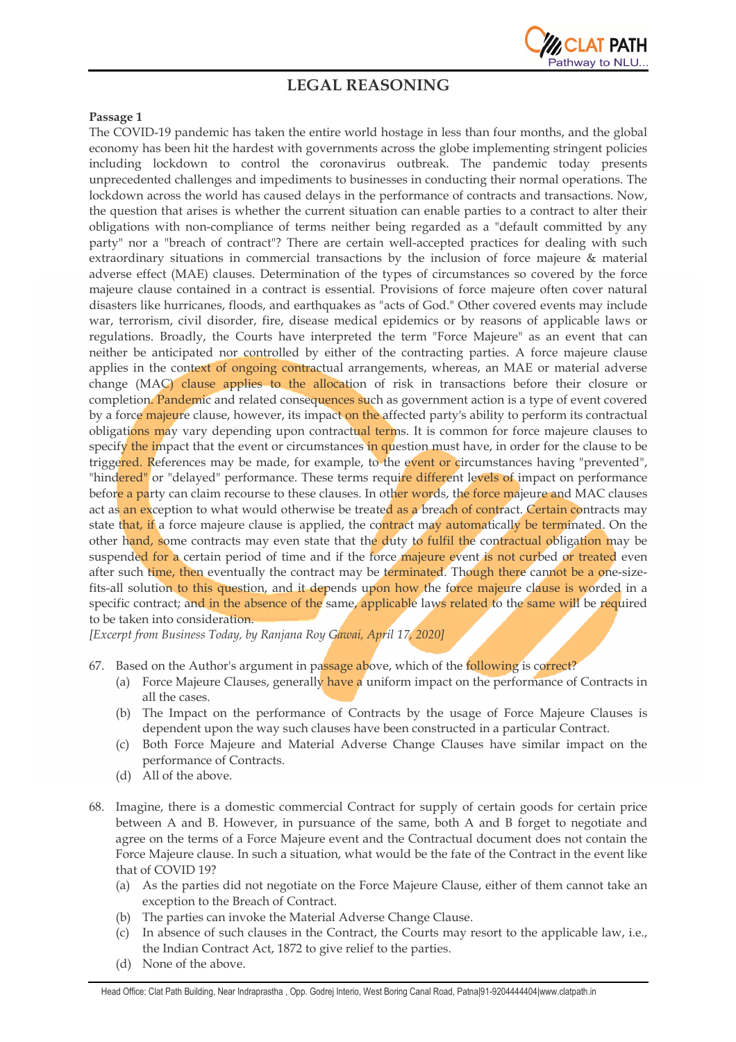# LEGAL REASONING

**Passage 1**

The COVID-19 pandemic has taken the entire world hostage in less than four months, and the global economy has been hit the hardest with governments across the globe implementing stringent policies including lockdown to control the coronavirus outbreak. The pandemic today presents unprecedented challenges and impediments to businesses in conducting their normal operations. The lockdown across the world has caused delays in the performance of contracts and transactions. Now, the question that arises is whether the current situation can enable parties to a contract to alter their obligations with non-compliance of terms neither being regarded as a "default committed by any party" nor a "breach of contract"? There are certain well-accepted practices for dealing with such extraordinary situations in commercial transactions by the inclusion of force majeure & material adverse effect (MAE) clauses. Determination of the types of circumstances so covered by the force majeure clause contained in a contract is essential. Provisions of force majeure often cover natural disasters like hurricanes, floods, and earthquakes as "acts of God." Other covered events may include war, terrorism, civil disorder, fire, disease medical epidemics or by reasons of applicable laws or regulations. Broadly, the Courts have interpreted the term "Force Majeure" as an event that can neither be anticipated nor controlled by either of the contracting parties. A force majeure clause applies in the context of ongoing contractual arrangements, whereas, an MAE or material adverse change (MAC) clause applies to the allocation of risk in transactions before their closure or completion. Pandemic and related consequences such as government action is a type of event covered by a force majeure clause, however, its impact on the affected party's ability to perform its contractual obligations may vary depending upon contractual terms. It is common for force majeure clauses to specify the impact that the event or circumstances in question must have, in order for the clause to be triggered. References may be made, for example, to the event or circumstances having "prevented", "hindered" or "delayed" performance. These terms require different levels of impact on performance before a party can claim recourse to these clauses. In other words, the force majeure and MAC clauses act as an exception to what would otherwise be treated as a breach of contract. Certain contracts may state that, if a force majeure clause is applied, the contract may automatically be terminated. On the other hand, some contracts may even state that the duty to fulfil the contractual obligation may be suspended for a certain period of time and if the force majeure event is not curbed or treated even after such time, then eventually the contract may be terminated. Though there cannot be a one-size-fits-all solution to this question, and it depends upon how the force majeure clause is worded in a specific contract; and in the absence of the same, applicable laws related to the same will be required to be taken into consideration.

*[Excerpt from Business Today, by Ranjana Roy Gawai, April 17, 2020]*

67. Based on the Author's argument in passage above, which of the following is correct?
    (a) Force Majeure Clauses, generally have a uniform impact on the performance of Contracts in all the cases.
    (b) The Impact on the performance of Contracts by the usage of Force Majeure Clauses is dependent upon the way such clauses have been constructed in a particular Contract.
    (c) Both Force Majeure and Material Adverse Change Clauses have similar impact on the performance of Contracts.
    (d) All of the above.

68. Imagine, there is a domestic commercial Contract for supply of certain goods for certain price between A and B. However, in pursuance of the same, both A and B forget to negotiate and agree on the terms of a Force Majeure event and the Contractual document does not contain the Force Majeure clause. In such a situation, what would be the fate of the Contract in the event like that of COVID 19?
    (a) As the parties did not negotiate on the Force Majeure Clause, either of them cannot take an exception to the Breach of Contract.
    (b) The parties can invoke the Material Adverse Change Clause.
    (c) In absence of such clauses in the Contract, the Courts may resort to the applicable law, i.e., the Indian Contract Act, 1872 to give relief to the parties.
    (d) None of the above.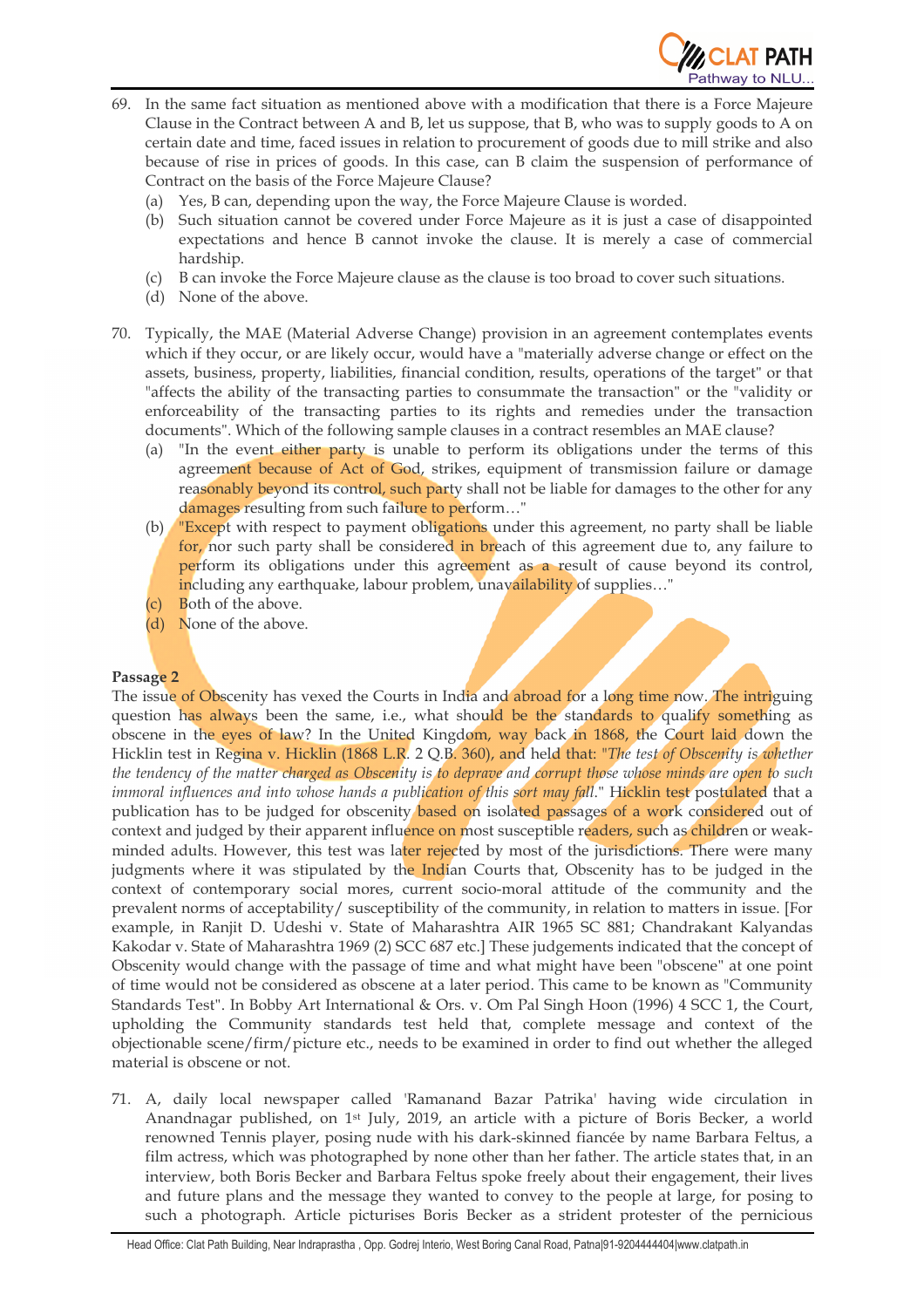69. In the same fact situation as mentioned above with a modification that there is a Force Majeure Clause in the Contract between A and B, let us suppose, that B, who was to supply goods to A on certain date and time, faced issues in relation to procurement of goods due to mill strike and also because of rise in prices of goods. In this case, can B claim the suspension of performance of Contract on the basis of the Force Majeure Clause?
   (a) Yes, B can, depending upon the way, the Force Majeure Clause is worded.
   (b) Such situation cannot be covered under Force Majeure as it is just a case of disappointed expectations and hence B cannot invoke the clause. It is merely a case of commercial hardship.
   (c) B can invoke the Force Majeure clause as the clause is too broad to cover such situations.
   (d) None of the above.

70. Typically, the MAE (Material Adverse Change) provision in an agreement contemplates events which if they occur, or are likely occur, would have a "materially adverse change or effect on the assets, business, property, liabilities, financial condition, results, operations of the target" or that "affects the ability of the transacting parties to consummate the transaction" or the "validity or enforceability of the transacting parties to its rights and remedies under the transaction documents". Which of the following sample clauses in a contract resembles an MAE clause?
   (a) "In the event either party is unable to perform its obligations under the terms of this agreement because of Act of God, strikes, equipment of transmission failure or damage reasonably beyond its control, such party shall not be liable for damages to the other for any damages resulting from such failure to perform…"
   (b) "Except with respect to payment obligations under this agreement, no party shall be liable for, nor such party shall be considered in breach of this agreement due to, any failure to perform its obligations under this agreement as a result of cause beyond its control, including any earthquake, labour problem, unavailability of supplies…"
   (c) Both of the above.
   (d) None of the above.

**Passage 2**

The issue of Obscenity has vexed the Courts in India and abroad for a long time now. The intriguing question has always been the same, i.e., what should be the standards to qualify something as obscene in the eyes of law? In the United Kingdom, way back in 1868, the Court laid down the Hicklin test in Regina v. Hicklin (1868 L.R. 2 Q.B. 360), and held that: "*The test of Obscenity is whether the tendency of the matter charged as Obscenity is to deprave and corrupt those whose minds are open to such immoral influences and into whose hands a publication of this sort may fall.*" Hicklin test postulated that a publication has to be judged for obscenity based on isolated passages of a work considered out of context and judged by their apparent influence on most susceptible readers, such as children or weak-minded adults. However, this test was later rejected by most of the jurisdictions. There were many judgments where it was stipulated by the Indian Courts that, Obscenity has to be judged in the context of contemporary social mores, current socio-moral attitude of the community and the prevalent norms of acceptability/ susceptibility of the community, in relation to matters in issue. [For example, in Ranjit D. Udeshi v. State of Maharashtra AIR 1965 SC 881; Chandrakant Kalyandas Kakodar v. State of Maharashtra 1969 (2) SCC 687 etc.] These judgements indicated that the concept of Obscenity would change with the passage of time and what might have been "obscene" at one point of time would not be considered as obscene at a later period. This came to be known as "Community Standards Test". In Bobby Art International & Ors. v. Om Pal Singh Hoon (1996) 4 SCC 1, the Court, upholding the Community standards test held that, complete message and context of the objectionable scene/firm/picture etc., needs to be examined in order to find out whether the alleged material is obscene or not.

71. A, daily local newspaper called 'Ramanand Bazar Patrika' having wide circulation in Anandnagar published, on 1st July, 2019, an article with a picture of Boris Becker, a world renowned Tennis player, posing nude with his dark-skinned fiancée by name Barbara Feltus, a film actress, which was photographed by none other than her father. The article states that, in an interview, both Boris Becker and Barbara Feltus spoke freely about their engagement, their lives and future plans and the message they wanted to convey to the people at large, for posing to such a photograph. Article picturises Boris Becker as a strident protester of the pernicious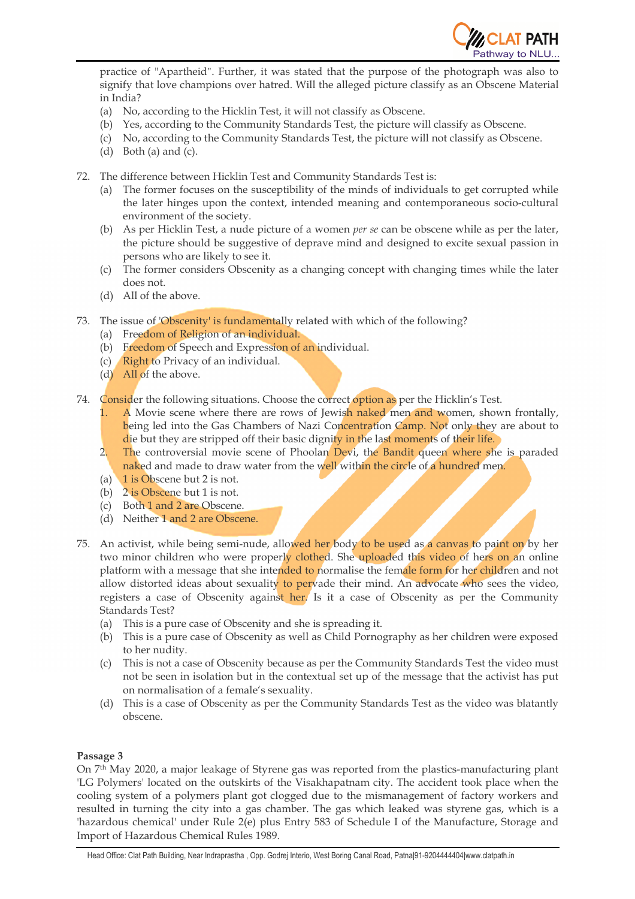practice of "Apartheid". Further, it was stated that the purpose of the photograph was also to signify that love champions over hatred. Will the alleged picture classify as an Obscene Material in India?

(a) No, according to the Hicklin Test, it will not classify as Obscene.
(b) Yes, according to the Community Standards Test, the picture will classify as Obscene.
(c) No, according to the Community Standards Test, the picture will not classify as Obscene.
(d) Both (a) and (c).

72. The difference between Hicklin Test and Community Standards Test is:
(a) The former focuses on the susceptibility of the minds of individuals to get corrupted while the later hinges upon the context, intended meaning and contemporaneous socio-cultural environment of the society.
(b) As per Hicklin Test, a nude picture of a women *per se* can be obscene while as per the later, the picture should be suggestive of deprave mind and designed to excite sexual passion in persons who are likely to see it.
(c) The former considers Obscenity as a changing concept with changing times while the later does not.
(d) All of the above.

73. The issue of 'Obscenity' is fundamentally related with which of the following?
(a) Freedom of Religion of an individual.
(b) Freedom of Speech and Expression of an individual.
(c) Right to Privacy of an individual.
(d) All of the above.

74. Consider the following situations. Choose the correct option as per the Hicklin's Test.
1. A Movie scene where there are rows of Jewish naked men and women, shown frontally, being led into the Gas Chambers of Nazi Concentration Camp. Not only they are about to die but they are stripped off their basic dignity in the last moments of their life.
2. The controversial movie scene of Phoolan Devi, the Bandit queen where she is paraded naked and made to draw water from the well within the circle of a hundred men.

(a) 1 is Obscene but 2 is not.
(b) 2 is Obscene but 1 is not.
(c) Both 1 and 2 are Obscene.
(d) Neither 1 and 2 are Obscene.

75. An activist, while being semi-nude, allowed her body to be used as a canvas to paint on by her two minor children who were properly clothed. She uploaded this video of hers on an online platform with a message that she intended to normalise the female form for her children and not allow distorted ideas about sexuality to pervade their mind. An advocate who sees the video, registers a case of Obscenity against her. Is it a case of Obscenity as per the Community Standards Test?
(a) This is a pure case of Obscenity and she is spreading it.
(b) This is a pure case of Obscenity as well as Child Pornography as her children were exposed to her nudity.
(c) This is not a case of Obscenity because as per the Community Standards Test the video must not be seen in isolation but in the contextual set up of the message that the activist has put on normalisation of a female's sexuality.
(d) This is a case of Obscenity as per the Community Standards Test as the video was blatantly obscene.

**Passage 3**

On 7th May 2020, a major leakage of Styrene gas was reported from the plastics-manufacturing plant 'LG Polymers' located on the outskirts of the Visakhapatnam city. The accident took place when the cooling system of a polymers plant got clogged due to the mismanagement of factory workers and resulted in turning the city into a gas chamber. The gas which leaked was styrene gas, which is a 'hazardous chemical' under Rule 2(e) plus Entry 583 of Schedule I of the Manufacture, Storage and Import of Hazardous Chemical Rules 1989.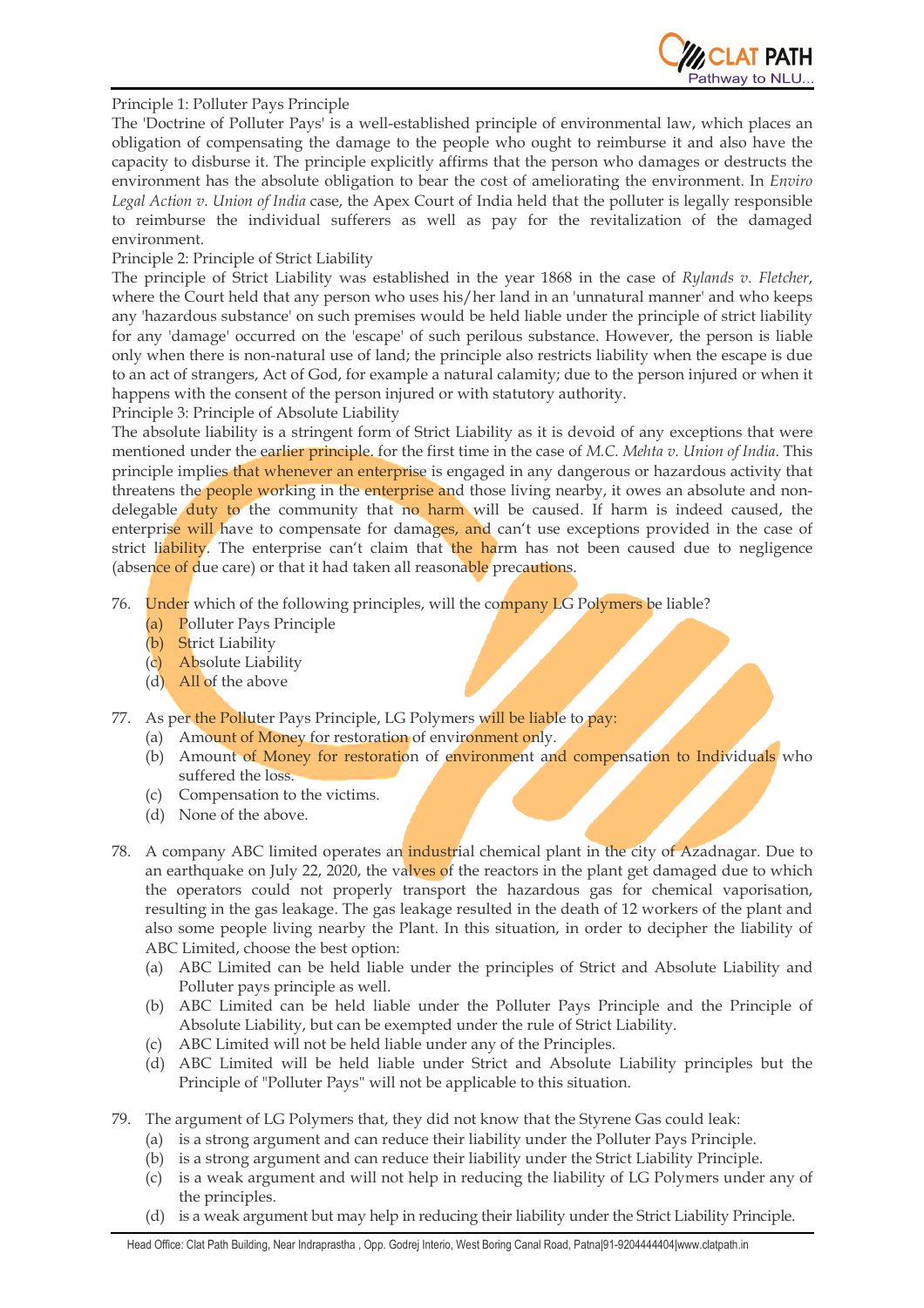Principle 1: Polluter Pays Principle

The 'Doctrine of Polluter Pays' is a well-established principle of environmental law, which places an obligation of compensating the damage to the people who ought to reimburse it and also have the capacity to disburse it. The principle explicitly affirms that the person who damages or destructs the environment has the absolute obligation to bear the cost of ameliorating the environment. In *Enviro Legal Action v. Union of India* case, the Apex Court of India held that the polluter is legally responsible to reimburse the individual sufferers as well as pay for the revitalization of the damaged environment.

Principle 2: Principle of Strict Liability

The principle of Strict Liability was established in the year 1868 in the case of *Rylands v. Fletcher*, where the Court held that any person who uses his/her land in an 'unnatural manner' and who keeps any 'hazardous substance' on such premises would be held liable under the principle of strict liability for any 'damage' occurred on the 'escape' of such perilous substance. However, the person is liable only when there is non-natural use of land; the principle also restricts liability when the escape is due to an act of strangers, Act of God, for example a natural calamity; due to the person injured or when it happens with the consent of the person injured or with statutory authority.

Principle 3: Principle of Absolute Liability

The absolute liability is a stringent form of Strict Liability as it is devoid of any exceptions that were mentioned under the earlier principle. for the first time in the case of *M.C. Mehta v. Union of India*. This principle implies that whenever an enterprise is engaged in any dangerous or hazardous activity that threatens the people working in the enterprise and those living nearby, it owes an absolute and non-delegable duty to the community that no harm will be caused. If harm is indeed caused, the enterprise will have to compensate for damages, and can't use exceptions provided in the case of strict liability. The enterprise can't claim that the harm has not been caused due to negligence (absence of due care) or that it had taken all reasonable precautions.

76. Under which of the following principles, will the company LG Polymers be liable?
    (a) Polluter Pays Principle
    (b) Strict Liability
    (c) Absolute Liability
    (d) All of the above

77. As per the Polluter Pays Principle, LG Polymers will be liable to pay:
    (a) Amount of Money for restoration of environment only.
    (b) Amount of Money for restoration of environment and compensation to Individuals who suffered the loss.
    (c) Compensation to the victims.
    (d) None of the above.

78. A company ABC limited operates an industrial chemical plant in the city of Azadnagar. Due to an earthquake on July 22, 2020, the valves of the reactors in the plant get damaged due to which the operators could not properly transport the hazardous gas for chemical vaporisation, resulting in the gas leakage. The gas leakage resulted in the death of 12 workers of the plant and also some people living nearby the Plant. In this situation, in order to decipher the liability of ABC Limited, choose the best option:
    (a) ABC Limited can be held liable under the principles of Strict and Absolute Liability and Polluter pays principle as well.
    (b) ABC Limited can be held liable under the Polluter Pays Principle and the Principle of Absolute Liability, but can be exempted under the rule of Strict Liability.
    (c) ABC Limited will not be held liable under any of the Principles.
    (d) ABC Limited will be held liable under Strict and Absolute Liability principles but the Principle of "Polluter Pays" will not be applicable to this situation.

79. The argument of LG Polymers that, they did not know that the Styrene Gas could leak:
    (a) is a strong argument and can reduce their liability under the Polluter Pays Principle.
    (b) is a strong argument and can reduce their liability under the Strict Liability Principle.
    (c) is a weak argument and will not help in reducing the liability of LG Polymers under any of the principles.
    (d) is a weak argument but may help in reducing their liability under the Strict Liability Principle.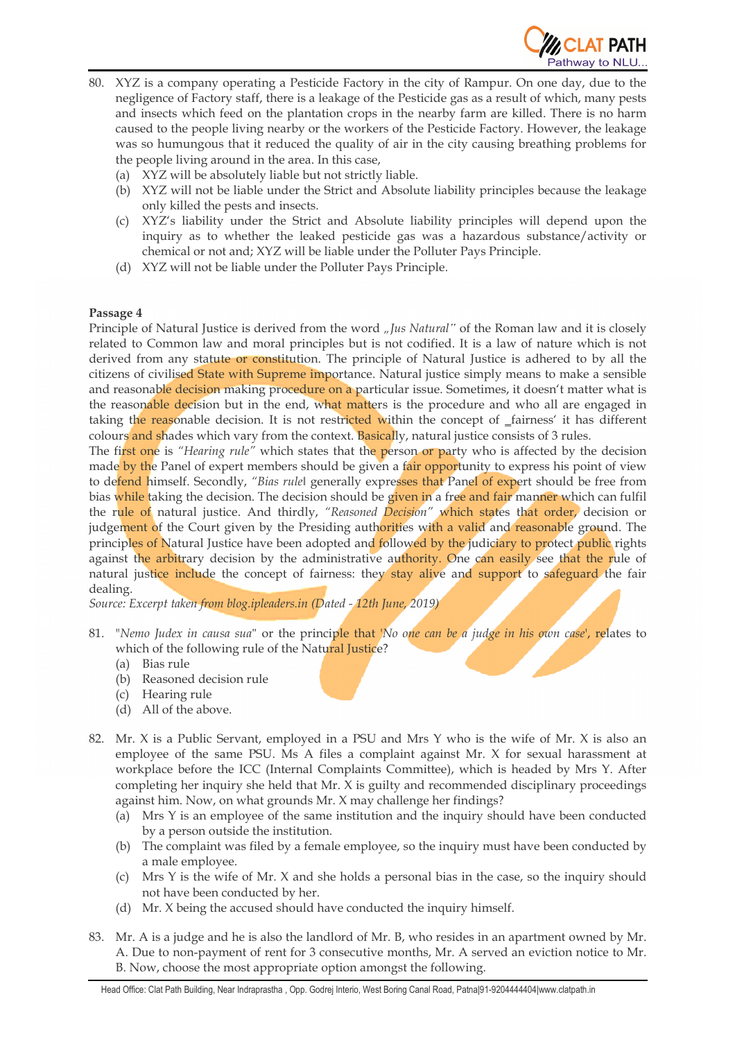80. XYZ is a company operating a Pesticide Factory in the city of Rampur. On one day, due to the negligence of Factory staff, there is a leakage of the Pesticide gas as a result of which, many pests and insects which feed on the plantation crops in the nearby farm are killed. There is no harm caused to the people living nearby or the workers of the Pesticide Factory. However, the leakage was so humungous that it reduced the quality of air in the city causing breathing problems for the people living around in the area. In this case,
    (a) XYZ will be absolutely liable but not strictly liable.
    (b) XYZ will not be liable under the Strict and Absolute liability principles because the leakage only killed the pests and insects.
    (c) XYZ's liability under the Strict and Absolute liability principles will depend upon the inquiry as to whether the leaked pesticide gas was a hazardous substance/activity or chemical or not and; XYZ will be liable under the Polluter Pays Principle.
    (d) XYZ will not be liable under the Polluter Pays Principle.

**Passage 4**

Principle of Natural Justice is derived from the word *„Jus Natural"* of the Roman law and it is closely related to Common law and moral principles but is not codified. It is a law of nature which is not derived from any statute or constitution. The principle of Natural Justice is adhered to by all the citizens of civilised State with Supreme importance. Natural justice simply means to make a sensible and reasonable decision making procedure on a particular issue. Sometimes, it doesn't matter what is the reasonable decision but in the end, what matters is the procedure and who all are engaged in taking the reasonable decision. It is not restricted within the concept of _fairness' it has different colours and shades which vary from the context. Basically, natural justice consists of 3 rules.

The first one is *"Hearing rule"* which states that the person or party who is affected by the decision made by the Panel of expert members should be given a fair opportunity to express his point of view to defend himself. Secondly, *"Bias rule*‖ generally expresses that Panel of expert should be free from bias while taking the decision. The decision should be given in a free and fair manner which can fulfil the rule of natural justice. And thirdly, *"Reasoned Decision"* which states that order, decision or judgement of the Court given by the Presiding authorities with a valid and reasonable ground. The principles of Natural Justice have been adopted and followed by the judiciary to protect public rights against the arbitrary decision by the administrative authority. One can easily see that the rule of natural justice include the concept of fairness: they stay alive and support to safeguard the fair dealing.

*Source: Excerpt taken from blog.ipleaders.in (Dated - 12th June, 2019)*

81. "*Nemo Judex in causa sua*" or the principle that '*No one can be a judge in his own case*', relates to which of the following rule of the Natural Justice?
    (a) Bias rule
    (b) Reasoned decision rule
    (c) Hearing rule
    (d) All of the above.

82. Mr. X is a Public Servant, employed in a PSU and Mrs Y who is the wife of Mr. X is also an employee of the same PSU. Ms A files a complaint against Mr. X for sexual harassment at workplace before the ICC (Internal Complaints Committee), which is headed by Mrs Y. After completing her inquiry she held that Mr. X is guilty and recommended disciplinary proceedings against him. Now, on what grounds Mr. X may challenge her findings?
    (a) Mrs Y is an employee of the same institution and the inquiry should have been conducted by a person outside the institution.
    (b) The complaint was filed by a female employee, so the inquiry must have been conducted by a male employee.
    (c) Mrs Y is the wife of Mr. X and she holds a personal bias in the case, so the inquiry should not have been conducted by her.
    (d) Mr. X being the accused should have conducted the inquiry himself.

83. Mr. A is a judge and he is also the landlord of Mr. B, who resides in an apartment owned by Mr. A. Due to non-payment of rent for 3 consecutive months, Mr. A served an eviction notice to Mr. B. Now, choose the most appropriate option amongst the following.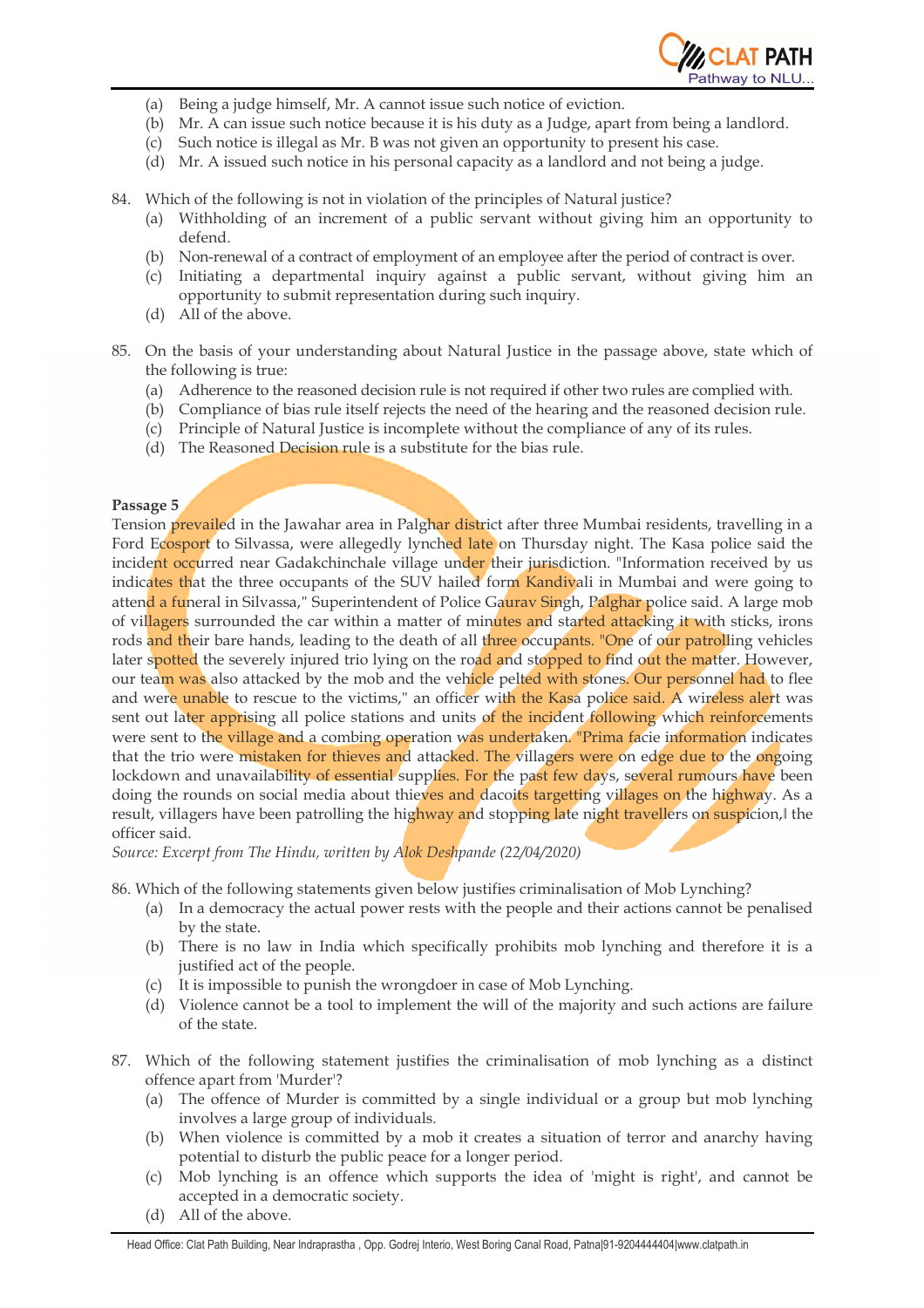(a) Being a judge himself, Mr. A cannot issue such notice of eviction.
(b) Mr. A can issue such notice because it is his duty as a Judge, apart from being a landlord.
(c) Such notice is illegal as Mr. B was not given an opportunity to present his case.
(d) Mr. A issued such notice in his personal capacity as a landlord and not being a judge.

84. Which of the following is not in violation of the principles of Natural justice?
   (a) Withholding of an increment of a public servant without giving him an opportunity to defend.
   (b) Non-renewal of a contract of employment of an employee after the period of contract is over.
   (c) Initiating a departmental inquiry against a public servant, without giving him an opportunity to submit representation during such inquiry.
   (d) All of the above.

85. On the basis of your understanding about Natural Justice in the passage above, state which of the following is true:
   (a) Adherence to the reasoned decision rule is not required if other two rules are complied with.
   (b) Compliance of bias rule itself rejects the need of the hearing and the reasoned decision rule.
   (c) Principle of Natural Justice is incomplete without the compliance of any of its rules.
   (d) The Reasoned Decision rule is a substitute for the bias rule.

**Passage 5**

Tension prevailed in the Jawahar area in Palghar district after three Mumbai residents, travelling in a Ford Ecosport to Silvassa, were allegedly lynched late on Thursday night. The Kasa police said the incident occurred near Gadakchinchale village under their jurisdiction. "Information received by us indicates that the three occupants of the SUV hailed form Kandivali in Mumbai and were going to attend a funeral in Silvassa," Superintendent of Police Gaurav Singh, Palghar police said. A large mob of villagers surrounded the car within a matter of minutes and started attacking it with sticks, irons rods and their bare hands, leading to the death of all three occupants. "One of our patrolling vehicles later spotted the severely injured trio lying on the road and stopped to find out the matter. However, our team was also attacked by the mob and the vehicle pelted with stones. Our personnel had to flee and were unable to rescue to the victims," an officer with the Kasa police said. A wireless alert was sent out later apprising all police stations and units of the incident following which reinforcements were sent to the village and a combing operation was undertaken. "Prima facie information indicates that the trio were mistaken for thieves and attacked. The villagers were on edge due to the ongoing lockdown and unavailability of essential supplies. For the past few days, several rumours have been doing the rounds on social media about thieves and dacoits targetting villages on the highway. As a result, villagers have been patrolling the highway and stopping late night travellers on suspicion,‖ the officer said.

*Source: Excerpt from The Hindu, written by Alok Deshpande (22/04/2020)*

86. Which of the following statements given below justifies criminalisation of Mob Lynching?
   (a) In a democracy the actual power rests with the people and their actions cannot be penalised by the state.
   (b) There is no law in India which specifically prohibits mob lynching and therefore it is a justified act of the people.
   (c) It is impossible to punish the wrongdoer in case of Mob Lynching.
   (d) Violence cannot be a tool to implement the will of the majority and such actions are failure of the state.

87. Which of the following statement justifies the criminalisation of mob lynching as a distinct offence apart from 'Murder'?
   (a) The offence of Murder is committed by a single individual or a group but mob lynching involves a large group of individuals.
   (b) When violence is committed by a mob it creates a situation of terror and anarchy having potential to disturb the public peace for a longer period.
   (c) Mob lynching is an offence which supports the idea of 'might is right', and cannot be accepted in a democratic society.
   (d) All of the above.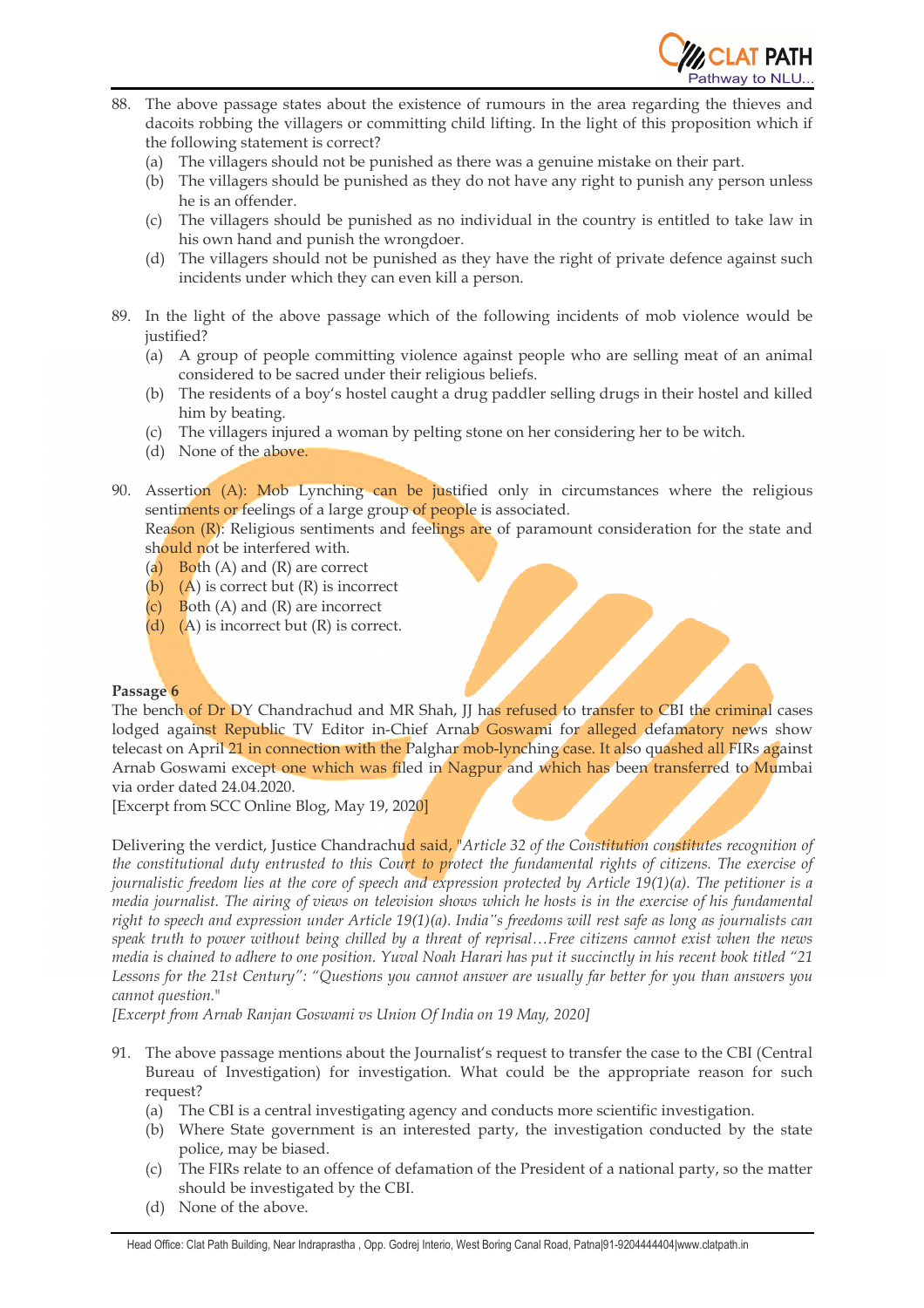88. The above passage states about the existence of rumours in the area regarding the thieves and dacoits robbing the villagers or committing child lifting. In the light of this proposition which if the following statement is correct?
    (a) The villagers should not be punished as there was a genuine mistake on their part.
    (b) The villagers should be punished as they do not have any right to punish any person unless he is an offender.
    (c) The villagers should be punished as no individual in the country is entitled to take law in his own hand and punish the wrongdoer.
    (d) The villagers should not be punished as they have the right of private defence against such incidents under which they can even kill a person.

89. In the light of the above passage which of the following incidents of mob violence would be justified?
    (a) A group of people committing violence against people who are selling meat of an animal considered to be sacred under their religious beliefs.
    (b) The residents of a boy's hostel caught a drug paddler selling drugs in their hostel and killed him by beating.
    (c) The villagers injured a woman by pelting stone on her considering her to be witch.
    (d) None of the above.

90. Assertion (A): Mob Lynching can be justified only in circumstances where the religious sentiments or feelings of a large group of people is associated.
    Reason (R): Religious sentiments and feelings are of paramount consideration for the state and should not be interfered with.
    (a) Both (A) and (R) are correct
    (b) (A) is correct but (R) is incorrect
    (c) Both (A) and (R) are incorrect
    (d) (A) is incorrect but (R) is correct.

**Passage 6**

The bench of Dr DY Chandrachud and MR Shah, JJ has refused to transfer to CBI the criminal cases lodged against Republic TV Editor in-Chief Arnab Goswami for alleged defamatory news show telecast on April 21 in connection with the Palghar mob-lynching case. It also quashed all FIRs against Arnab Goswami except one which was filed in Nagpur and which has been transferred to Mumbai via order dated 24.04.2020.
[Excerpt from SCC Online Blog, May 19, 2020]

Delivering the verdict, Justice Chandrachud said, "*Article 32 of the Constitution constitutes recognition of the constitutional duty entrusted to this Court to protect the fundamental rights of citizens. The exercise of journalistic freedom lies at the core of speech and expression protected by Article 19(1)(a). The petitioner is a media journalist. The airing of views on television shows which he hosts is in the exercise of his fundamental right to speech and expression under Article 19(1)(a). India"s freedoms will rest safe as long as journalists can speak truth to power without being chilled by a threat of reprisal…Free citizens cannot exist when the news media is chained to adhere to one position. Yuval Noah Harari has put it succinctly in his recent book titled "21 Lessons for the 21st Century": "Questions you cannot answer are usually far better for you than answers you cannot question.*"
*[Excerpt from Arnab Ranjan Goswami vs Union Of India on 19 May, 2020]*

91. The above passage mentions about the Journalist's request to transfer the case to the CBI (Central Bureau of Investigation) for investigation. What could be the appropriate reason for such request?
    (a) The CBI is a central investigating agency and conducts more scientific investigation.
    (b) Where State government is an interested party, the investigation conducted by the state police, may be biased.
    (c) The FIRs relate to an offence of defamation of the President of a national party, so the matter should be investigated by the CBI.
    (d) None of the above.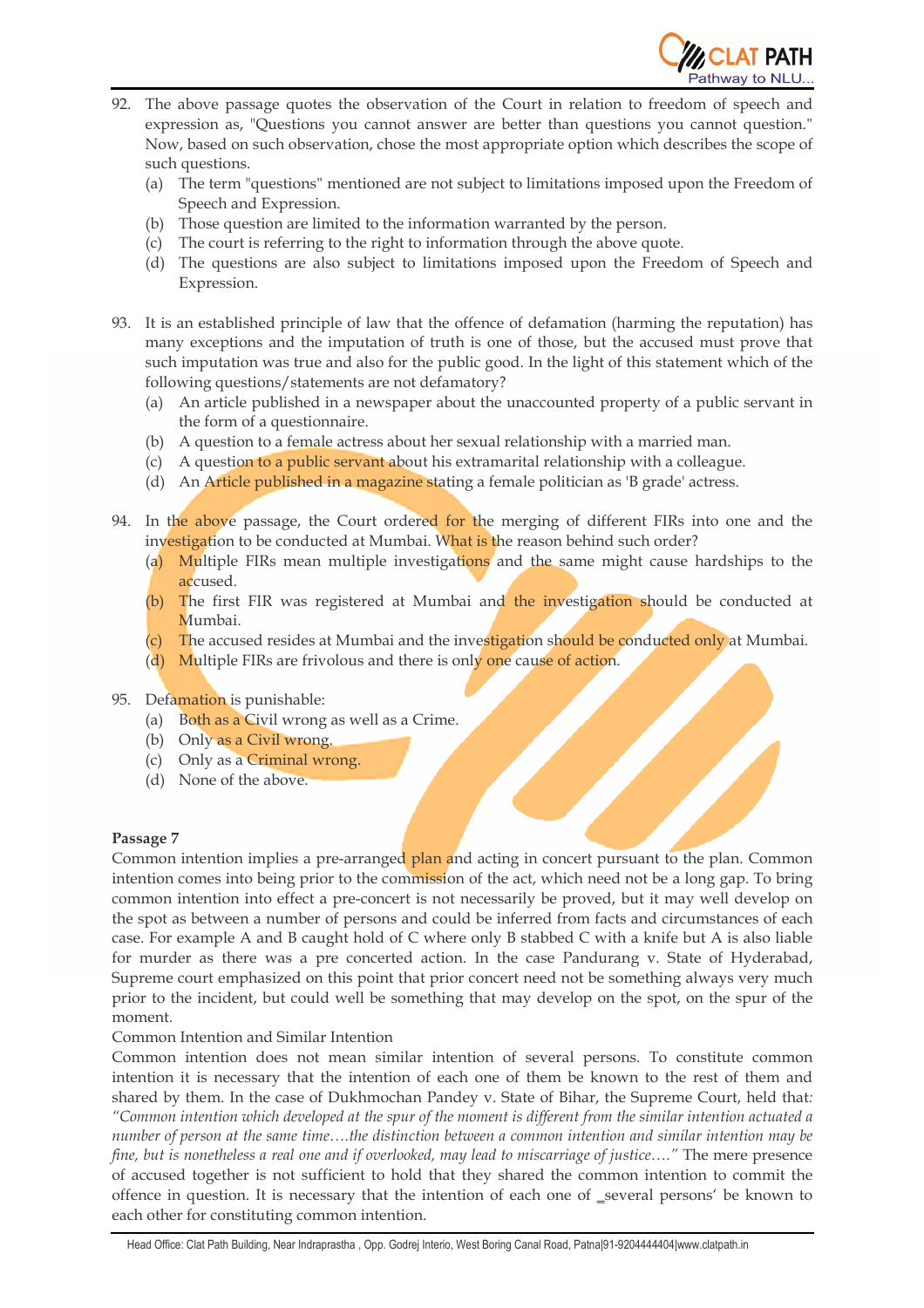92. The above passage quotes the observation of the Court in relation to freedom of speech and expression as, "Questions you cannot answer are better than questions you cannot question." Now, based on such observation, chose the most appropriate option which describes the scope of such questions.
    (a) The term "questions" mentioned are not subject to limitations imposed upon the Freedom of Speech and Expression.
    (b) Those question are limited to the information warranted by the person.
    (c) The court is referring to the right to information through the above quote.
    (d) The questions are also subject to limitations imposed upon the Freedom of Speech and Expression.

93. It is an established principle of law that the offence of defamation (harming the reputation) has many exceptions and the imputation of truth is one of those, but the accused must prove that such imputation was true and also for the public good. In the light of this statement which of the following questions/statements are not defamatory?
    (a) An article published in a newspaper about the unaccounted property of a public servant in the form of a questionnaire.
    (b) A question to a female actress about her sexual relationship with a married man.
    (c) A question to a public servant about his extramarital relationship with a colleague.
    (d) An Article published in a magazine stating a female politician as 'B grade' actress.

94. In the above passage, the Court ordered for the merging of different FIRs into one and the investigation to be conducted at Mumbai. What is the reason behind such order?
    (a) Multiple FIRs mean multiple investigations and the same might cause hardships to the accused.
    (b) The first FIR was registered at Mumbai and the investigation should be conducted at Mumbai.
    (c) The accused resides at Mumbai and the investigation should be conducted only at Mumbai.
    (d) Multiple FIRs are frivolous and there is only one cause of action.

95. Defamation is punishable:
    (a) Both as a Civil wrong as well as a Crime.
    (b) Only as a Civil wrong.
    (c) Only as a Criminal wrong.
    (d) None of the above.

**Passage 7**

Common intention implies a pre-arranged plan and acting in concert pursuant to the plan. Common intention comes into being prior to the commission of the act, which need not be a long gap. To bring common intention into effect a pre-concert is not necessarily be proved, but it may well develop on the spot as between a number of persons and could be inferred from facts and circumstances of each case. For example A and B caught hold of C where only B stabbed C with a knife but A is also liable for murder as there was a pre concerted action. In the case Pandurang v. State of Hyderabad, Supreme court emphasized on this point that prior concert need not be something always very much prior to the incident, but could well be something that may develop on the spot, on the spur of the moment.

Common Intention and Similar Intention

Common intention does not mean similar intention of several persons. To constitute common intention it is necessary that the intention of each one of them be known to the rest of them and shared by them. In the case of Dukhmochan Pandey v. State of Bihar, the Supreme Court, held that: *"Common intention which developed at the spur of the moment is different from the similar intention actuated a number of person at the same time….the distinction between a common intention and similar intention may be fine, but is nonetheless a real one and if overlooked, may lead to miscarriage of justice…."* The mere presence of accused together is not sufficient to hold that they shared the common intention to commit the offence in question. It is necessary that the intention of each one of _several persons' be known to each other for constituting common intention.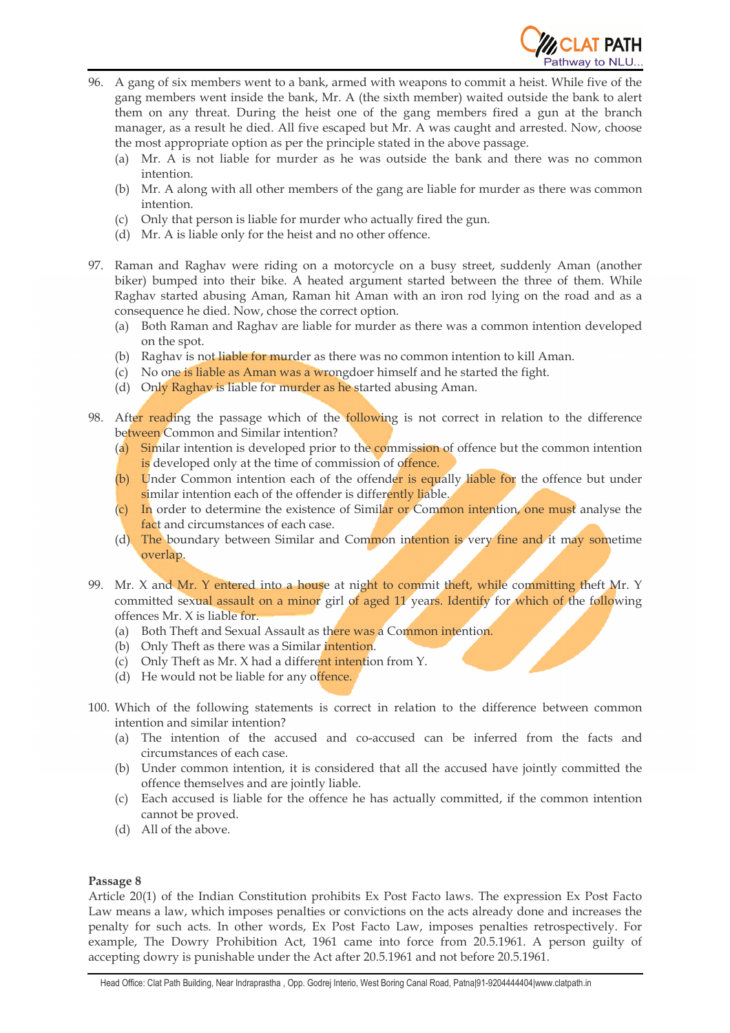96. A gang of six members went to a bank, armed with weapons to commit a heist. While five of the gang members went inside the bank, Mr. A (the sixth member) waited outside the bank to alert them on any threat. During the heist one of the gang members fired a gun at the branch manager, as a result he died. All five escaped but Mr. A was caught and arrested. Now, choose the most appropriate option as per the principle stated in the above passage.
    - (a) Mr. A is not liable for murder as he was outside the bank and there was no common intention.
    - (b) Mr. A along with all other members of the gang are liable for murder as there was common intention.
    - (c) Only that person is liable for murder who actually fired the gun.
    - (d) Mr. A is liable only for the heist and no other offence.

97. Raman and Raghav were riding on a motorcycle on a busy street, suddenly Aman (another biker) bumped into their bike. A heated argument started between the three of them. While Raghav started abusing Aman, Raman hit Aman with an iron rod lying on the road and as a consequence he died. Now, chose the correct option.
    - (a) Both Raman and Raghav are liable for murder as there was a common intention developed on the spot.
    - (b) Raghav is not liable for murder as there was no common intention to kill Aman.
    - (c) No one is liable as Aman was a wrongdoer himself and he started the fight.
    - (d) Only Raghav is liable for murder as he started abusing Aman.

98. After reading the passage which of the following is not correct in relation to the difference between Common and Similar intention?
    - (a) Similar intention is developed prior to the commission of offence but the common intention is developed only at the time of commission of offence.
    - (b) Under Common intention each of the offender is equally liable for the offence but under similar intention each of the offender is differently liable.
    - (c) In order to determine the existence of Similar or Common intention, one must analyse the fact and circumstances of each case.
    - (d) The boundary between Similar and Common intention is very fine and it may sometime overlap.

99. Mr. X and Mr. Y entered into a house at night to commit theft, while committing theft Mr. Y committed sexual assault on a minor girl of aged 11 years. Identify for which of the following offences Mr. X is liable for.
    - (a) Both Theft and Sexual Assault as there was a Common intention.
    - (b) Only Theft as there was a Similar intention.
    - (c) Only Theft as Mr. X had a different intention from Y.
    - (d) He would not be liable for any offence.

100. Which of the following statements is correct in relation to the difference between common intention and similar intention?
    - (a) The intention of the accused and co-accused can be inferred from the facts and circumstances of each case.
    - (b) Under common intention, it is considered that all the accused have jointly committed the offence themselves and are jointly liable.
    - (c) Each accused is liable for the offence he has actually committed, if the common intention cannot be proved.
    - (d) All of the above.

**Passage 8**

Article 20(1) of the Indian Constitution prohibits Ex Post Facto laws. The expression Ex Post Facto Law means a law, which imposes penalties or convictions on the acts already done and increases the penalty for such acts. In other words, Ex Post Facto Law, imposes penalties retrospectively. For example, The Dowry Prohibition Act, 1961 came into force from 20.5.1961. A person guilty of accepting dowry is punishable under the Act after 20.5.1961 and not before 20.5.1961.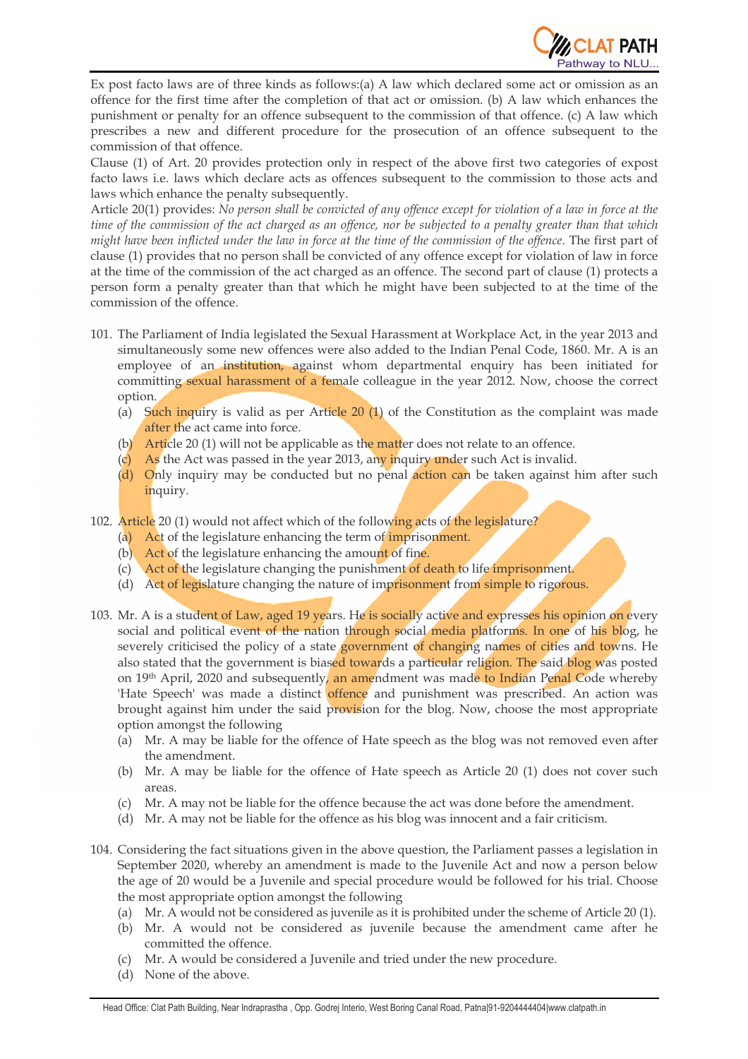Ex post facto laws are of three kinds as follows:(a) A law which declared some act or omission as an offence for the first time after the completion of that act or omission. (b) A law which enhances the punishment or penalty for an offence subsequent to the commission of that offence. (c) A law which prescribes a new and different procedure for the prosecution of an offence subsequent to the commission of that offence.

Clause (1) of Art. 20 provides protection only in respect of the above first two categories of expost facto laws i.e. laws which declare acts as offences subsequent to the commission to those acts and laws which enhance the penalty subsequently.

Article 20(1) provides: *No person shall be convicted of any offence except for violation of a law in force at the time of the commission of the act charged as an offence, nor be subjected to a penalty greater than that which might have been inflicted under the law in force at the time of the commission of the offence*. The first part of clause (1) provides that no person shall be convicted of any offence except for violation of law in force at the time of the commission of the act charged as an offence. The second part of clause (1) protects a person form a penalty greater than that which he might have been subjected to at the time of the commission of the offence.

101. The Parliament of India legislated the Sexual Harassment at Workplace Act, in the year 2013 and simultaneously some new offences were also added to the Indian Penal Code, 1860. Mr. A is an employee of an institution, against whom departmental enquiry has been initiated for committing sexual harassment of a female colleague in the year 2012. Now, choose the correct option.
   (a) Such inquiry is valid as per Article 20 (1) of the Constitution as the complaint was made after the act came into force.
   (b) Article 20 (1) will not be applicable as the matter does not relate to an offence.
   (c) As the Act was passed in the year 2013, any inquiry under such Act is invalid.
   (d) Only inquiry may be conducted but no penal action can be taken against him after such inquiry.

102. Article 20 (1) would not affect which of the following acts of the legislature?
   (a) Act of the legislature enhancing the term of imprisonment.
   (b) Act of the legislature enhancing the amount of fine.
   (c) Act of the legislature changing the punishment of death to life imprisonment.
   (d) Act of legislature changing the nature of imprisonment from simple to rigorous.

103. Mr. A is a student of Law, aged 19 years. He is socially active and expresses his opinion on every social and political event of the nation through social media platforms. In one of his blog, he severely criticised the policy of a state government of changing names of cities and towns. He also stated that the government is biased towards a particular religion. The said blog was posted on 19th April, 2020 and subsequently, an amendment was made to Indian Penal Code whereby 'Hate Speech' was made a distinct offence and punishment was prescribed. An action was brought against him under the said provision for the blog. Now, choose the most appropriate option amongst the following
   (a) Mr. A may be liable for the offence of Hate speech as the blog was not removed even after the amendment.
   (b) Mr. A may be liable for the offence of Hate speech as Article 20 (1) does not cover such areas.
   (c) Mr. A may not be liable for the offence because the act was done before the amendment.
   (d) Mr. A may not be liable for the offence as his blog was innocent and a fair criticism.

104. Considering the fact situations given in the above question, the Parliament passes a legislation in September 2020, whereby an amendment is made to the Juvenile Act and now a person below the age of 20 would be a Juvenile and special procedure would be followed for his trial. Choose the most appropriate option amongst the following
   (a) Mr. A would not be considered as juvenile as it is prohibited under the scheme of Article 20 (1).
   (b) Mr. A would not be considered as juvenile because the amendment came after he committed the offence.
   (c) Mr. A would be considered a Juvenile and tried under the new procedure.
   (d) None of the above.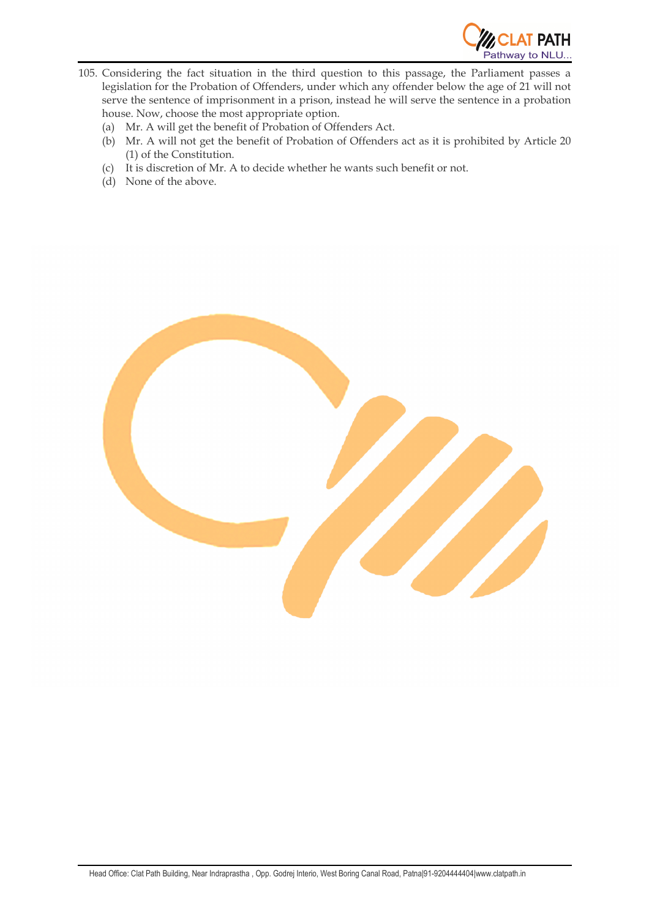105. Considering the fact situation in the third question to this passage, the Parliament passes a legislation for the Probation of Offenders, under which any offender below the age of 21 will not serve the sentence of imprisonment in a prison, instead he will serve the sentence in a probation house. Now, choose the most appropriate option.

   (a) Mr. A will get the benefit of Probation of Offenders Act.

   (b) Mr. A will not get the benefit of Probation of Offenders act as it is prohibited by Article 20 (1) of the Constitution.

   (c) It is discretion of Mr. A to decide whether he wants such benefit or not.

   (d) None of the above.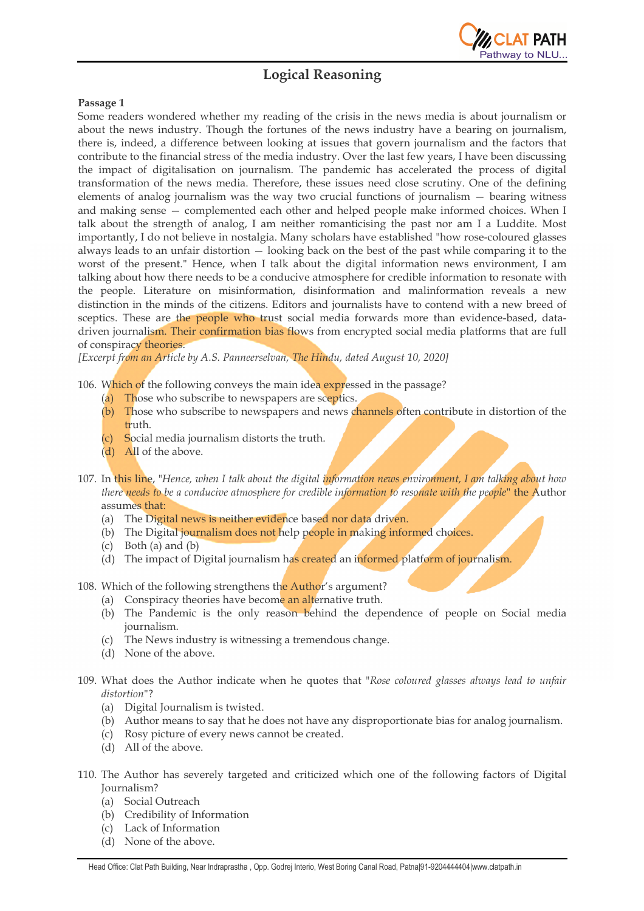## Logical Reasoning

**Passage 1**

Some readers wondered whether my reading of the crisis in the news media is about journalism or about the news industry. Though the fortunes of the news industry have a bearing on journalism, there is, indeed, a difference between looking at issues that govern journalism and the factors that contribute to the financial stress of the media industry. Over the last few years, I have been discussing the impact of digitalisation on journalism. The pandemic has accelerated the process of digital transformation of the news media. Therefore, these issues need close scrutiny. One of the defining elements of analog journalism was the way two crucial functions of journalism — bearing witness and making sense — complemented each other and helped people make informed choices. When I talk about the strength of analog, I am neither romanticising the past nor am I a Luddite. Most importantly, I do not believe in nostalgia. Many scholars have established "how rose-coloured glasses always leads to an unfair distortion — looking back on the best of the past while comparing it to the worst of the present." Hence, when I talk about the digital information news environment, I am talking about how there needs to be a conducive atmosphere for credible information to resonate with the people. Literature on misinformation, disinformation and malinformation reveals a new distinction in the minds of the citizens. Editors and journalists have to contend with a new breed of sceptics. These are the people who trust social media forwards more than evidence-based, data-driven journalism. Their confirmation bias flows from encrypted social media platforms that are full of conspiracy theories.

*[Excerpt from an Article by A.S. Panneerselvan, The Hindu, dated August 10, 2020]*

106. Which of the following conveys the main idea expressed in the passage?
    (a) Those who subscribe to newspapers are sceptics.
    (b) Those who subscribe to newspapers and news channels often contribute in distortion of the truth.
    (c) Social media journalism distorts the truth.
    (d) All of the above.

107. In this line, "*Hence, when I talk about the digital information news environment, I am talking about how there needs to be a conducive atmosphere for credible information to resonate with the people*" the Author assumes that:
    (a) The Digital news is neither evidence based nor data driven.
    (b) The Digital journalism does not help people in making informed choices.
    (c) Both (a) and (b)
    (d) The impact of Digital journalism has created an informed platform of journalism.

108. Which of the following strengthens the Author's argument?
    (a) Conspiracy theories have become an alternative truth.
    (b) The Pandemic is the only reason behind the dependence of people on Social media journalism.
    (c) The News industry is witnessing a tremendous change.
    (d) None of the above.

109. What does the Author indicate when he quotes that "*Rose coloured glasses always lead to unfair distortion*"?
    (a) Digital Journalism is twisted.
    (b) Author means to say that he does not have any disproportionate bias for analog journalism.
    (c) Rosy picture of every news cannot be created.
    (d) All of the above.

110. The Author has severely targeted and criticized which one of the following factors of Digital Journalism?
    (a) Social Outreach
    (b) Credibility of Information
    (c) Lack of Information
    (d) None of the above.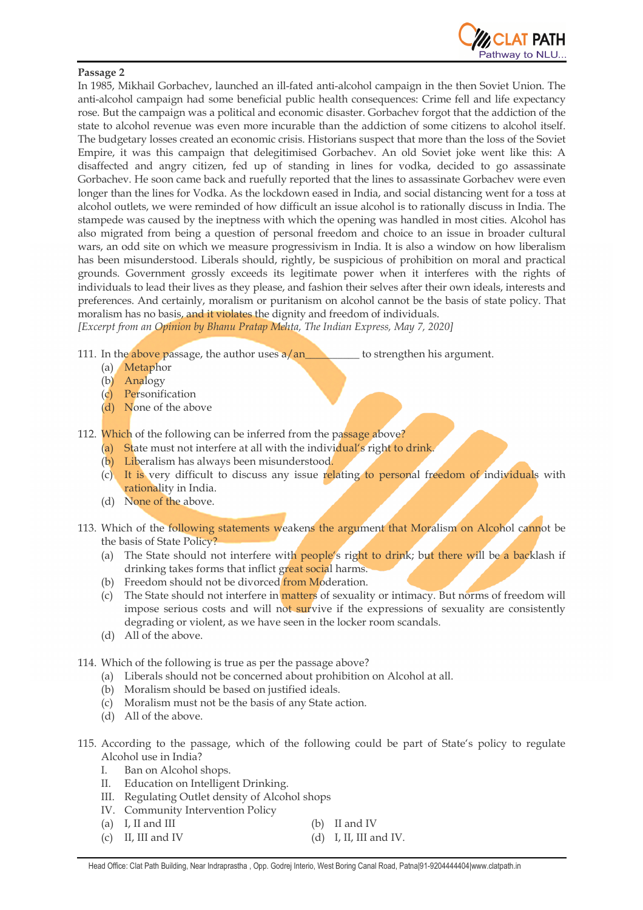**Passage 2**

In 1985, Mikhail Gorbachev, launched an ill-fated anti-alcohol campaign in the then Soviet Union. The anti-alcohol campaign had some beneficial public health consequences: Crime fell and life expectancy rose. But the campaign was a political and economic disaster. Gorbachev forgot that the addiction of the state to alcohol revenue was even more incurable than the addiction of some citizens to alcohol itself. The budgetary losses created an economic crisis. Historians suspect that more than the loss of the Soviet Empire, it was this campaign that delegitimised Gorbachev. An old Soviet joke went like this: A disaffected and angry citizen, fed up of standing in lines for vodka, decided to go assassinate Gorbachev. He soon came back and ruefully reported that the lines to assassinate Gorbachev were even longer than the lines for Vodka. As the lockdown eased in India, and social distancing went for a toss at alcohol outlets, we were reminded of how difficult an issue alcohol is to rationally discuss in India. The stampede was caused by the ineptness with which the opening was handled in most cities. Alcohol has also migrated from being a question of personal freedom and choice to an issue in broader cultural wars, an odd site on which we measure progressivism in India. It is also a window on how liberalism has been misunderstood. Liberals should, rightly, be suspicious of prohibition on moral and practical grounds. Government grossly exceeds its legitimate power when it interferes with the rights of individuals to lead their lives as they please, and fashion their selves after their own ideals, interests and preferences. And certainly, moralism or puritanism on alcohol cannot be the basis of state policy. That moralism has no basis, and it violates the dignity and freedom of individuals.

*[Excerpt from an Opinion by Bhanu Pratap Mehta, The Indian Express, May 7, 2020]*

111. In the above passage, the author uses a/an__________ to strengthen his argument.
   (a) Metaphor
   (b) Analogy
   (c) Personification
   (d) None of the above

112. Which of the following can be inferred from the passage above?
   (a) State must not interfere at all with the individual's right to drink.
   (b) Liberalism has always been misunderstood.
   (c) It is very difficult to discuss any issue relating to personal freedom of individuals with rationality in India.
   (d) None of the above.

113. Which of the following statements weakens the argument that Moralism on Alcohol cannot be the basis of State Policy?
   (a) The State should not interfere with people's right to drink; but there will be a backlash if drinking takes forms that inflict great social harms.
   (b) Freedom should not be divorced from Moderation.
   (c) The State should not interfere in matters of sexuality or intimacy. But norms of freedom will impose serious costs and will not survive if the expressions of sexuality are consistently degrading or violent, as we have seen in the locker room scandals.
   (d) All of the above.

114. Which of the following is true as per the passage above?
   (a) Liberals should not be concerned about prohibition on Alcohol at all.
   (b) Moralism should be based on justified ideals.
   (c) Moralism must not be the basis of any State action.
   (d) All of the above.

115. According to the passage, which of the following could be part of State's policy to regulate Alcohol use in India?
   I. Ban on Alcohol shops.
   II. Education on Intelligent Drinking.
   III. Regulating Outlet density of Alcohol shops
   IV. Community Intervention Policy
   (a) I, II and III
   (b) II and IV
   (c) II, III and IV
   (d) I, II, III and IV.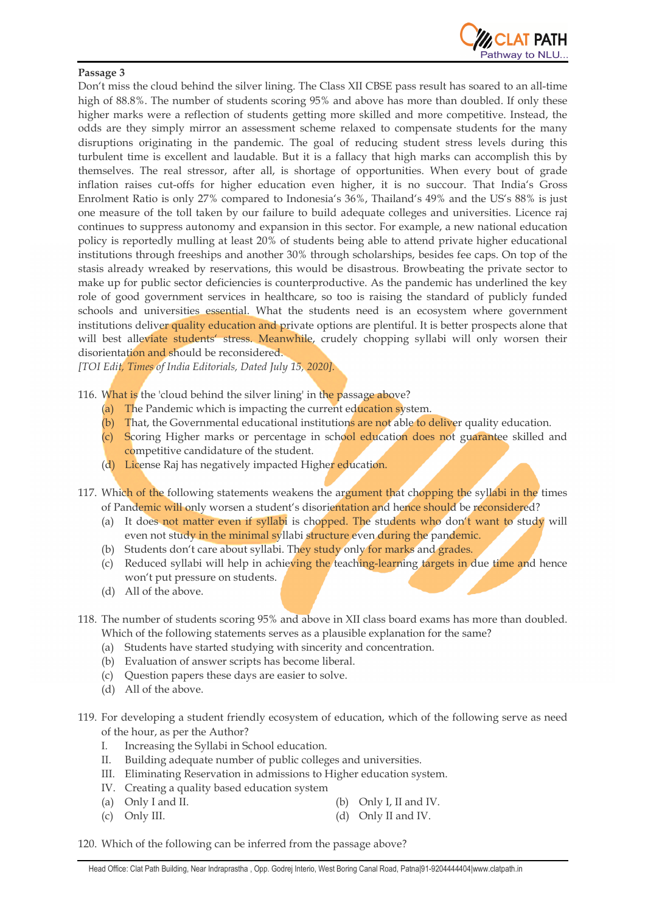**Passage 3**

Don't miss the cloud behind the silver lining. The Class XII CBSE pass result has soared to an all-time high of 88.8%. The number of students scoring 95% and above has more than doubled. If only these higher marks were a reflection of students getting more skilled and more competitive. Instead, the odds are they simply mirror an assessment scheme relaxed to compensate students for the many disruptions originating in the pandemic. The goal of reducing student stress levels during this turbulent time is excellent and laudable. But it is a fallacy that high marks can accomplish this by themselves. The real stressor, after all, is shortage of opportunities. When every bout of grade inflation raises cut-offs for higher education even higher, it is no succour. That India's Gross Enrolment Ratio is only 27% compared to Indonesia's 36%, Thailand's 49% and the US's 88% is just one measure of the toll taken by our failure to build adequate colleges and universities. Licence raj continues to suppress autonomy and expansion in this sector. For example, a new national education policy is reportedly mulling at least 20% of students being able to attend private higher educational institutions through freeships and another 30% through scholarships, besides fee caps. On top of the stasis already wreaked by reservations, this would be disastrous. Browbeating the private sector to make up for public sector deficiencies is counterproductive. As the pandemic has underlined the key role of good government services in healthcare, so too is raising the standard of publicly funded schools and universities essential. What the students need is an ecosystem where government institutions deliver quality education and private options are plentiful. It is better prospects alone that will best alleviate students' stress. Meanwhile, crudely chopping syllabi will only worsen their disorientation and should be reconsidered.

*[TOI Edit, Times of India Editorials, Dated July 15, 2020].*

116. What is the 'cloud behind the silver lining' in the passage above?
   (a) The Pandemic which is impacting the current education system.
   (b) That, the Governmental educational institutions are not able to deliver quality education.
   (c) Scoring Higher marks or percentage in school education does not guarantee skilled and competitive candidature of the student.
   (d) License Raj has negatively impacted Higher education.

117. Which of the following statements weakens the argument that chopping the syllabi in the times of Pandemic will only worsen a student's disorientation and hence should be reconsidered?
   (a) It does not matter even if syllabi is chopped. The students who don't want to study will even not study in the minimal syllabi structure even during the pandemic.
   (b) Students don't care about syllabi. They study only for marks and grades.
   (c) Reduced syllabi will help in achieving the teaching-learning targets in due time and hence won't put pressure on students.
   (d) All of the above.

118. The number of students scoring 95% and above in XII class board exams has more than doubled. Which of the following statements serves as a plausible explanation for the same?
   (a) Students have started studying with sincerity and concentration.
   (b) Evaluation of answer scripts has become liberal.
   (c) Question papers these days are easier to solve.
   (d) All of the above.

119. For developing a student friendly ecosystem of education, which of the following serve as need of the hour, as per the Author?
   I. Increasing the Syllabi in School education.
   II. Building adequate number of public colleges and universities.
   III. Eliminating Reservation in admissions to Higher education system.
   IV. Creating a quality based education system
   (a) Only I and II.
   (b) Only I, II and IV.
   (c) Only III.
   (d) Only II and IV.

120. Which of the following can be inferred from the passage above?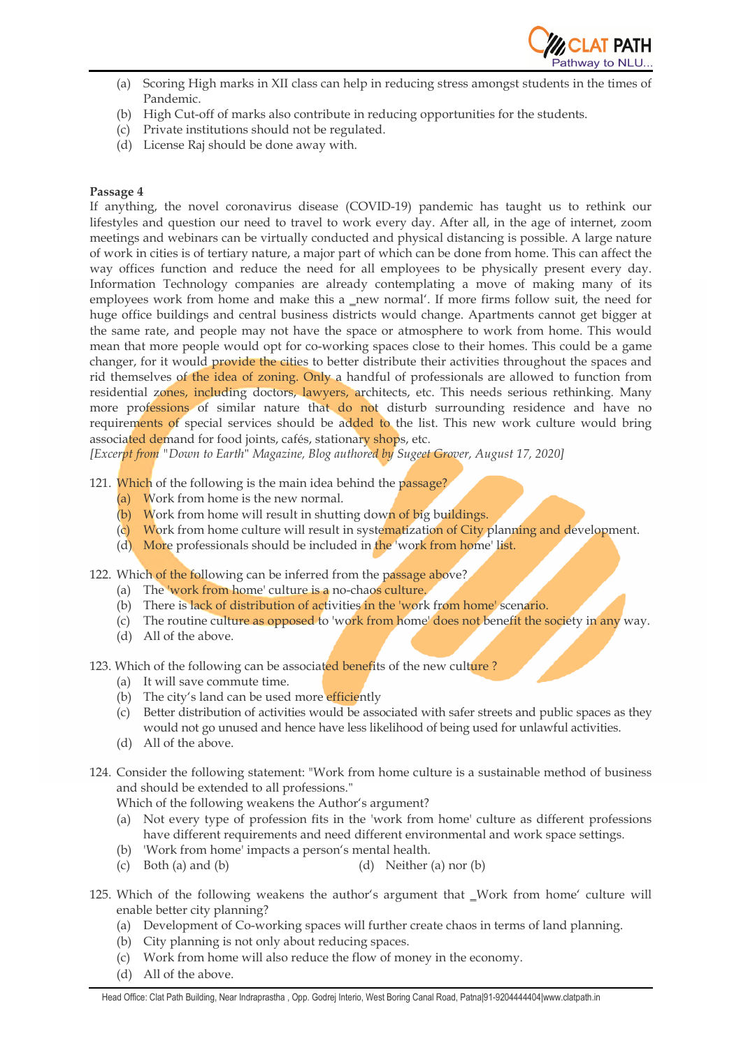(a) Scoring High marks in XII class can help in reducing stress amongst students in the times of Pandemic.
(b) High Cut-off of marks also contribute in reducing opportunities for the students.
(c) Private institutions should not be regulated.
(d) License Raj should be done away with.

**Passage 4**

If anything, the novel coronavirus disease (COVID-19) pandemic has taught us to rethink our lifestyles and question our need to travel to work every day. After all, in the age of internet, zoom meetings and webinars can be virtually conducted and physical distancing is possible. A large nature of work in cities is of tertiary nature, a major part of which can be done from home. This can affect the way offices function and reduce the need for all employees to be physically present every day. Information Technology companies are already contemplating a move of making many of its employees work from home and make this a ‗new normal'. If more firms follow suit, the need for huge office buildings and central business districts would change. Apartments cannot get bigger at the same rate, and people may not have the space or atmosphere to work from home. This would mean that more people would opt for co-working spaces close to their homes. This could be a game changer, for it would provide the cities to better distribute their activities throughout the spaces and rid themselves of the idea of zoning. Only a handful of professionals are allowed to function from residential zones, including doctors, lawyers, architects, etc. This needs serious rethinking. Many more professions of similar nature that do not disturb surrounding residence and have no requirements of special services should be added to the list. This new work culture would bring associated demand for food joints, cafés, stationary shops, etc.

*[Excerpt from "Down to Earth" Magazine, Blog authored by Sugeet Grover, August 17, 2020]*

121. Which of the following is the main idea behind the passage?
    (a) Work from home is the new normal.
    (b) Work from home will result in shutting down of big buildings.
    (c) Work from home culture will result in systematization of City planning and development.
    (d) More professionals should be included in the 'work from home' list.

122. Which of the following can be inferred from the passage above?
    (a) The 'work from home' culture is a no-chaos culture.
    (b) There is lack of distribution of activities in the 'work from home' scenario.
    (c) The routine culture as opposed to 'work from home' does not benefit the society in any way.
    (d) All of the above.

123. Which of the following can be associated benefits of the new culture ?
    (a) It will save commute time.
    (b) The city's land can be used more efficiently
    (c) Better distribution of activities would be associated with safer streets and public spaces as they would not go unused and hence have less likelihood of being used for unlawful activities.
    (d) All of the above.

124. Consider the following statement: "Work from home culture is a sustainable method of business and should be extended to all professions."
    Which of the following weakens the Author's argument?
    (a) Not every type of profession fits in the 'work from home' culture as different professions have different requirements and need different environmental and work space settings.
    (b) 'Work from home' impacts a person's mental health.
    (c) Both (a) and (b)
    (d) Neither (a) nor (b)

125. Which of the following weakens the author's argument that ‗Work from home' culture will enable better city planning?
    (a) Development of Co-working spaces will further create chaos in terms of land planning.
    (b) City planning is not only about reducing spaces.
    (c) Work from home will also reduce the flow of money in the economy.
    (d) All of the above.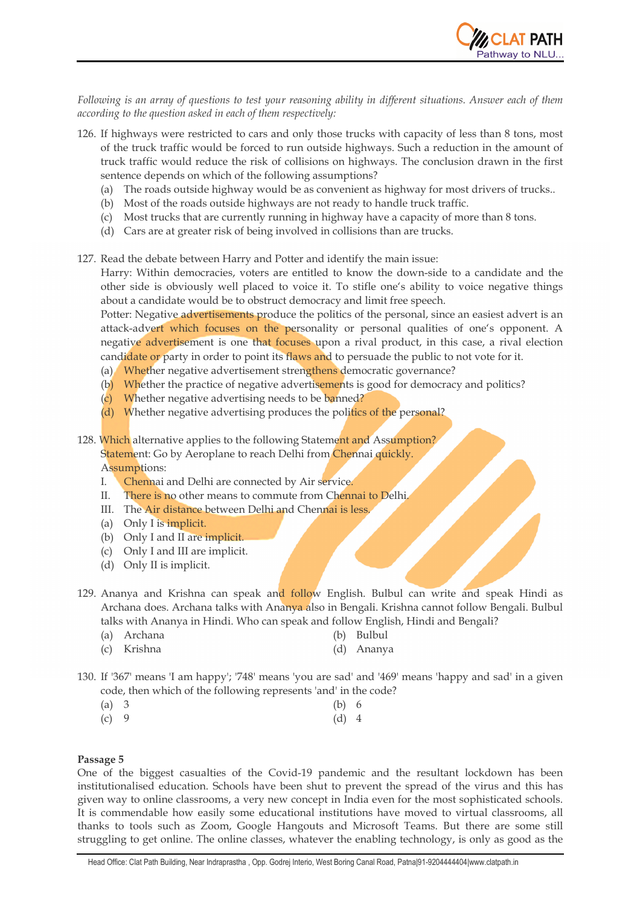*Following is an array of questions to test your reasoning ability in different situations. Answer each of them according to the question asked in each of them respectively:*

126. If highways were restricted to cars and only those trucks with capacity of less than 8 tons, most of the truck traffic would be forced to run outside highways. Such a reduction in the amount of truck traffic would reduce the risk of collisions on highways. The conclusion drawn in the first sentence depends on which of the following assumptions?
    - (a) The roads outside highway would be as convenient as highway for most drivers of trucks..
    - (b) Most of the roads outside highways are not ready to handle truck traffic.
    - (c) Most trucks that are currently running in highway have a capacity of more than 8 tons.
    - (d) Cars are at greater risk of being involved in collisions than are trucks.

127. Read the debate between Harry and Potter and identify the main issue:
    Harry: Within democracies, voters are entitled to know the down-side to a candidate and the other side is obviously well placed to voice it. To stifle one's ability to voice negative things about a candidate would be to obstruct democracy and limit free speech.
    Potter: Negative advertisements produce the politics of the personal, since an easiest advert is an attack-advert which focuses on the personality or personal qualities of one's opponent. A negative advertisement is one that focuses upon a rival product, in this case, a rival election candidate or party in order to point its flaws and to persuade the public to not vote for it.
    - (a) Whether negative advertisement strengthens democratic governance?
    - (b) Whether the practice of negative advertisements is good for democracy and politics?
    - (c) Whether negative advertising needs to be banned?
    - (d) Whether negative advertising produces the politics of the personal?

128. Which alternative applies to the following Statement and Assumption?
    Statement: Go by Aeroplane to reach Delhi from Chennai quickly.
    Assumptions:
    I. Chennai and Delhi are connected by Air service.
    II. There is no other means to commute from Chennai to Delhi.
    III. The Air distance between Delhi and Chennai is less.
    - (a) Only I is implicit.
    - (b) Only I and II are implicit.
    - (c) Only I and III are implicit.
    - (d) Only II is implicit.

129. Ananya and Krishna can speak and follow English. Bulbul can write and speak Hindi as Archana does. Archana talks with Ananya also in Bengali. Krishna cannot follow Bengali. Bulbul talks with Ananya in Hindi. Who can speak and follow English, Hindi and Bengali?
    - (a) Archana
    - (b) Bulbul
    - (c) Krishna
    - (d) Ananya

130. If '367' means 'I am happy'; '748' means 'you are sad' and '469' means 'happy and sad' in a given code, then which of the following represents 'and' in the code?
    - (a) 3
    - (b) 6
    - (c) 9
    - (d) 4

**Passage 5**

One of the biggest casualties of the Covid-19 pandemic and the resultant lockdown has been institutionalised education. Schools have been shut to prevent the spread of the virus and this has given way to online classrooms, a very new concept in India even for the most sophisticated schools. It is commendable how easily some educational institutions have moved to virtual classrooms, all thanks to tools such as Zoom, Google Hangouts and Microsoft Teams. But there are some still struggling to get online. The online classes, whatever the enabling technology, is only as good as the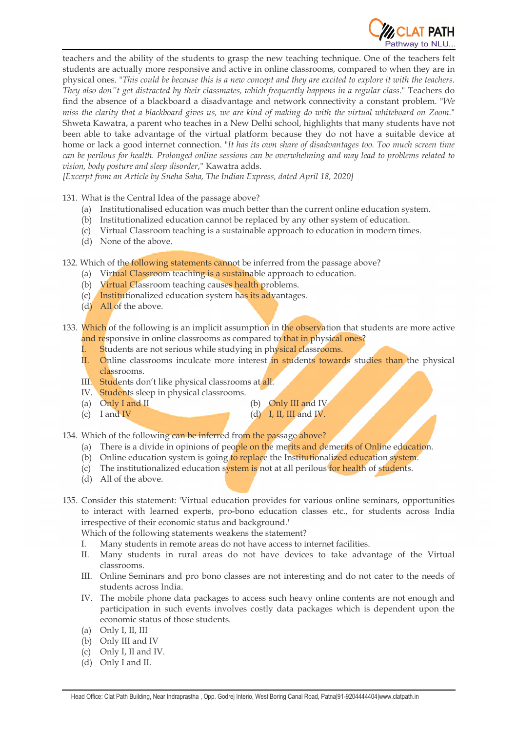teachers and the ability of the students to grasp the new teaching technique. One of the teachers felt students are actually more responsive and active in online classrooms, compared to when they are in physical ones. "*This could be because this is a new concept and they are excited to explore it with the teachers. They also don"t get distracted by their classmates, which frequently happens in a regular class.*" Teachers do find the absence of a blackboard a disadvantage and network connectivity a constant problem. "*We miss the clarity that a blackboard gives us, we are kind of making do with the virtual whiteboard on Zoom.*" Shweta Kawatra, a parent who teaches in a New Delhi school, highlights that many students have not been able to take advantage of the virtual platform because they do not have a suitable device at home or lack a good internet connection. "*It has its own share of disadvantages too. Too much screen time can be perilous for health. Prolonged online sessions can be overwhelming and may lead to problems related to vision, body posture and sleep disorder,*" Kawatra adds.

*[Excerpt from an Article by Sneha Saha, The Indian Express, dated April 18, 2020]*

131. What is the Central Idea of the passage above?
   (a) Institutionalised education was much better than the current online education system.
   (b) Institutionalized education cannot be replaced by any other system of education.
   (c) Virtual Classroom teaching is a sustainable approach to education in modern times.
   (d) None of the above.

132. Which of the following statements cannot be inferred from the passage above?
   (a) Virtual Classroom teaching is a sustainable approach to education.
   (b) Virtual Classroom teaching causes health problems.
   (c) Institutionalized education system has its advantages.
   (d) All of the above.

133. Which of the following is an implicit assumption in the observation that students are more active and responsive in online classrooms as compared to that in physical ones?
   I. Students are not serious while studying in physical classrooms.
   II. Online classrooms inculcate more interest in students towards studies than the physical classrooms.
   III. Students don't like physical classrooms at all.
   IV. Students sleep in physical classrooms.
   (a) Only I and II
   (b) Only III and IV
   (c) I and IV
   (d) I, II, III and IV.

134. Which of the following can be inferred from the passage above?
   (a) There is a divide in opinions of people on the merits and demerits of Online education.
   (b) Online education system is going to replace the Institutionalized education system.
   (c) The institutionalized education system is not at all perilous for health of students.
   (d) All of the above.

135. Consider this statement: 'Virtual education provides for various online seminars, opportunities to interact with learned experts, pro-bono education classes etc., for students across India irrespective of their economic status and background.'
   Which of the following statements weakens the statement?
   I. Many students in remote areas do not have access to internet facilities.
   II. Many students in rural areas do not have devices to take advantage of the Virtual classrooms.
   III. Online Seminars and pro bono classes are not interesting and do not cater to the needs of students across India.
   IV. The mobile phone data packages to access such heavy online contents are not enough and participation in such events involves costly data packages which is dependent upon the economic status of those students.
   (a) Only I, II, III
   (b) Only III and IV
   (c) Only I, II and IV.
   (d) Only I and II.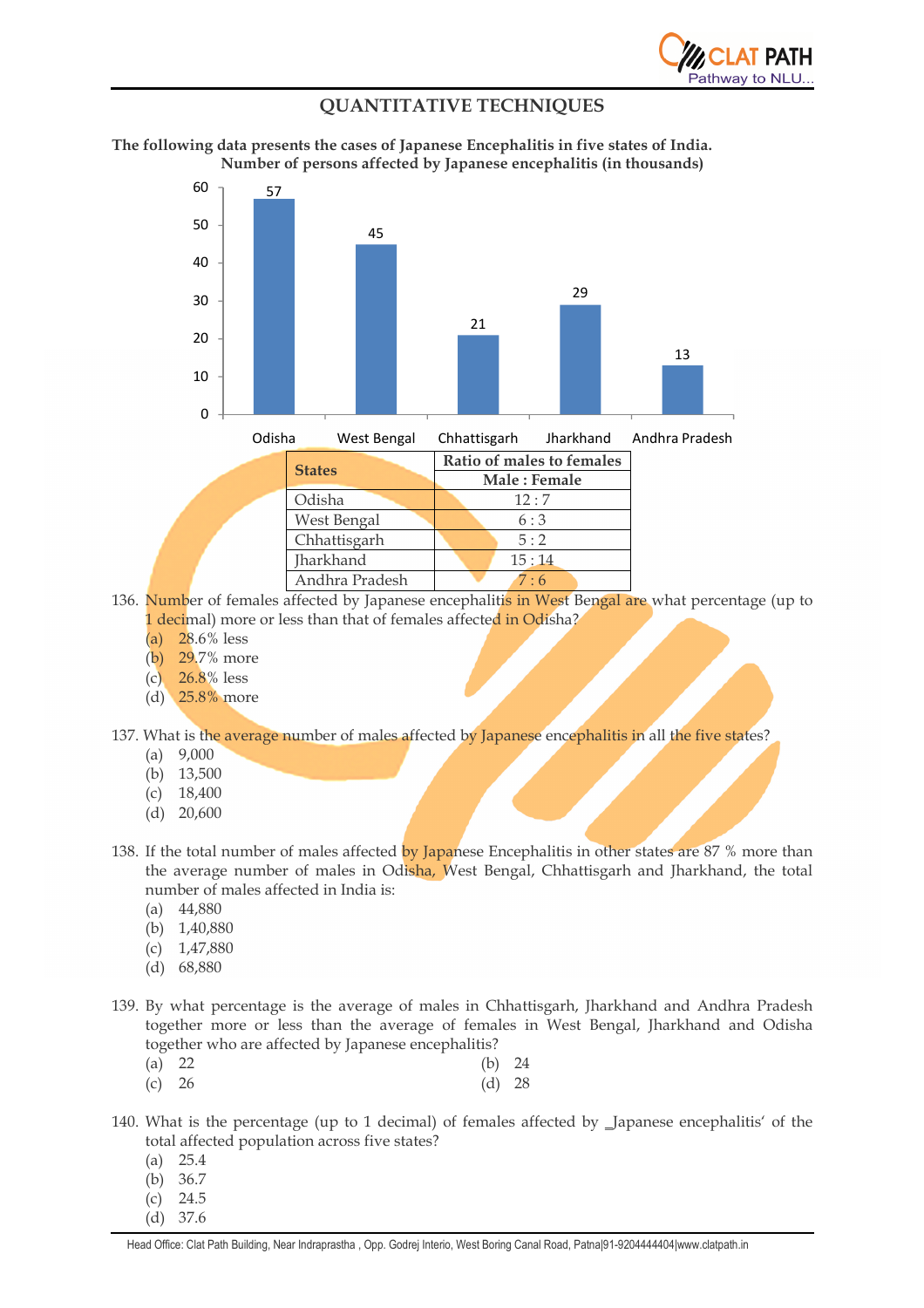## QUANTITATIVE TECHNIQUES

**The following data presents the cases of Japanese Encephalitis in five states of India.**
**Number of persons affected by Japanese encephalitis (in thousands)**

| State | Number (in thousands) |
|---|---|
| Odisha | 57 |
| West Bengal | 45 |
| Chhattisgarh | 21 |
| Jharkhand | 29 |
| Andhra Pradesh | 13 |

| **States** | **Ratio of males to females** |
|---|---|
| | **Male : Female** |
| Odisha | 12 : 7 |
| West Bengal | 6 : 3 |
| Chhattisgarh | 5 : 2 |
| Jharkhand | 15 : 14 |
| Andhra Pradesh | 7 : 6 |

136. Number of females affected by Japanese encephalitis in West Bengal are what percentage (up to 1 decimal) more or less than that of females affected in Odisha?
   - (a) 28.6% less
   - (b) 29.7% more
   - (c) 26.8% less
   - (d) 25.8% more

137. What is the average number of males affected by Japanese encephalitis in all the five states?
   - (a) 9,000
   - (b) 13,500
   - (c) 18,400
   - (d) 20,600

138. If the total number of males affected by Japanese Encephalitis in other states are 87 % more than the average number of males in Odisha, West Bengal, Chhattisgarh and Jharkhand, the total number of males affected in India is:
   - (a) 44,880
   - (b) 1,40,880
   - (c) 1,47,880
   - (d) 68,880

139. By what percentage is the average of males in Chhattisgarh, Jharkhand and Andhra Pradesh together more or less than the average of females in West Bengal, Jharkhand and Odisha together who are affected by Japanese encephalitis?
   - (a) 22
   - (b) 24
   - (c) 26
   - (d) 28

140. What is the percentage (up to 1 decimal) of females affected by _Japanese encephalitis' of the total affected population across five states?
   - (a) 25.4
   - (b) 36.7
   - (c) 24.5
   - (d) 37.6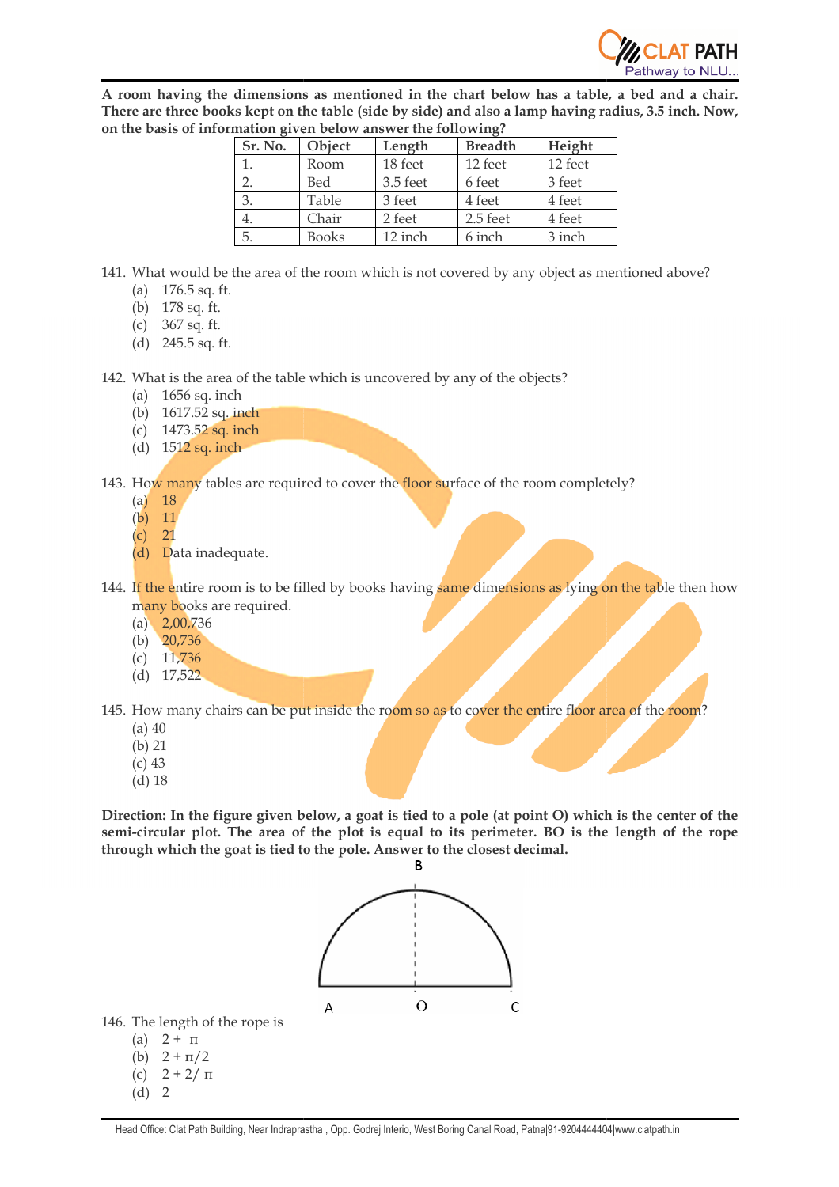**A room having the dimensions as mentioned in the chart below has a table, a bed and a chair. There are three books kept on the table (side by side) and also a lamp having radius, 3.5 inch. Now, on the basis of information given below answer the following?**

| Sr. No. | Object | Length | Breadth | Height |
|---|---|---|---|---|
| 1. | Room | 18 feet | 12 feet | 12 feet |
| 2. | Bed | 3.5 feet | 6 feet | 3 feet |
| 3. | Table | 3 feet | 4 feet | 4 feet |
| 4. | Chair | 2 feet | 2.5 feet | 4 feet |
| 5. | Books | 12 inch | 6 inch | 3 inch |

141. What would be the area of the room which is not covered by any object as mentioned above?
   - (a) 176.5 sq. ft.
   - (b) 178 sq. ft.
   - (c) 367 sq. ft.
   - (d) 245.5 sq. ft.

142. What is the area of the table which is uncovered by any of the objects?
   - (a) 1656 sq. inch
   - (b) 1617.52 sq. inch
   - (c) 1473.52 sq. inch
   - (d) 1512 sq. inch

143. How many tables are required to cover the floor surface of the room completely?
   - (a) 18
   - (b) 11
   - (c) 21
   - (d) Data inadequate.

144. If the entire room is to be filled by books having same dimensions as lying on the table then how many books are required.
   - (a) 2,00,736
   - (b) 20,736
   - (c) 11,736
   - (d) 17,522

145. How many chairs can be put inside the room so as to cover the entire floor area of the room?
   - (a) 40
   - (b) 21
   - (c) 43
   - (d) 18

**Direction: In the figure given below, a goat is tied to a pole (at point O) which is the center of the semi-circular plot. The area of the plot is equal to its perimeter. BO is the length of the rope through which the goat is tied to the pole. Answer to the closest decimal.**

146. The length of the rope is
   - (a) $2 + \pi$
   - (b) $2 + \pi/2$
   - (c) $2 + 2/\pi$
   - (d) 2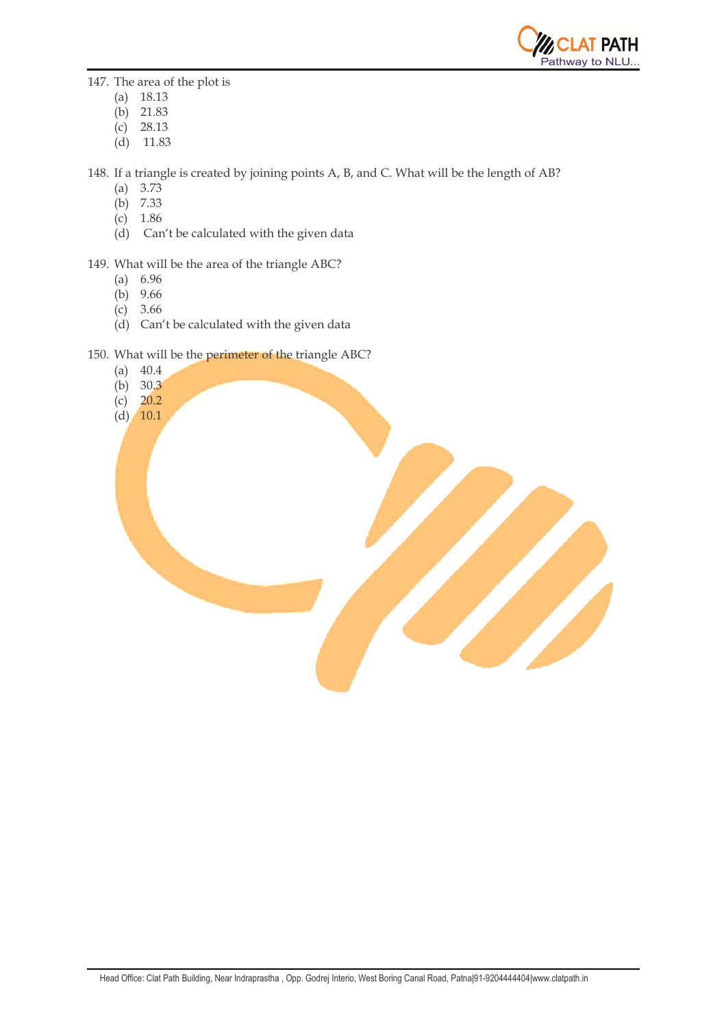147. The area of the plot is
   - (a) 18.13
   - (b) 21.83
   - (c) 28.13
   - (d) 11.83

148. If a triangle is created by joining points A, B, and C. What will be the length of AB?
   - (a) 3.73
   - (b) 7.33
   - (c) 1.86
   - (d) Can't be calculated with the given data

149. What will be the area of the triangle ABC?
   - (a) 6.96
   - (b) 9.66
   - (c) 3.66
   - (d) Can't be calculated with the given data

150. What will be the perimeter of the triangle ABC?
   - (a) 40.4
   - (b) 30.3
   - (c) 20.2
   - (d) 10.1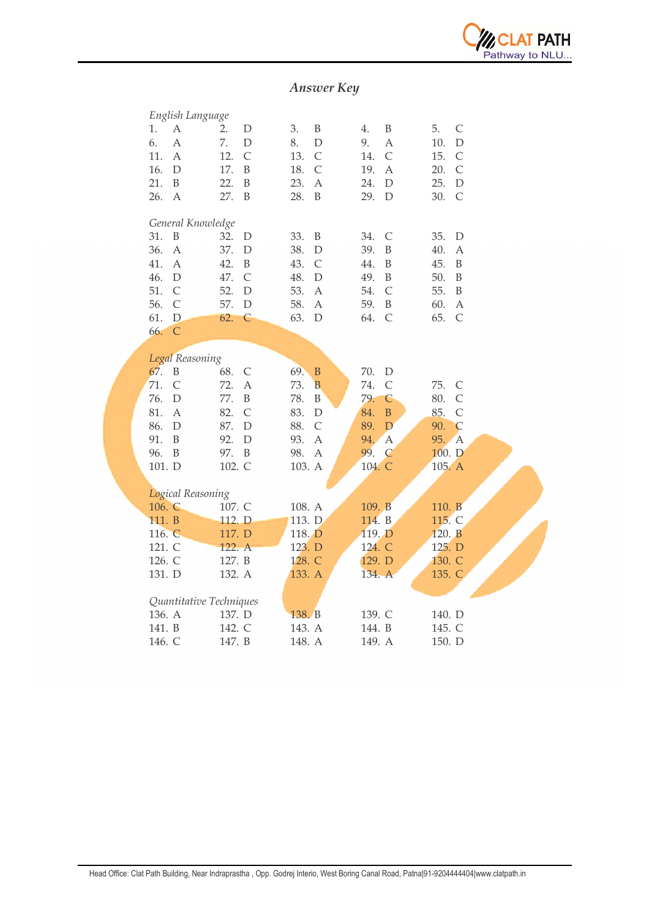## *Answer Key*

*English Language*

| | | | | |
|---|---|---|---|---|
| 1. A | 2. D | 3. B | 4. B | 5. C |
| 6. A | 7. D | 8. D | 9. A | 10. D |
| 11. A | 12. C | 13. C | 14. C | 15. C |
| 16. D | 17. B | 18. C | 19. A | 20. C |
| 21. B | 22. B | 23. A | 24. D | 25. D |
| 26. A | 27. B | 28. B | 29. D | 30. C |

*General Knowledge*

| | | | | |
|---|---|---|---|---|
| 31. B | 32. D | 33. B | 34. C | 35. D |
| 36. A | 37. D | 38. D | 39. B | 40. A |
| 41. A | 42. B | 43. C | 44. B | 45. B |
| 46. D | 47. C | 48. D | 49. B | 50. B |
| 51. C | 52. D | 53. A | 54. C | 55. B |
| 56. C | 57. D | 58. A | 59. B | 60. A |
| 61. D | 62. C | 63. D | 64. C | 65. C |
| 66. C | | | | |

*Legal Reasoning*

| | | | | |
|---|---|---|---|---|
| 67. B | 68. C | 69. B | 70. D | |
| 71. C | 72. A | 73. B | 74. C | 75. C |
| 76. D | 77. B | 78. B | 79. C | 80. C |
| 81. A | 82. C | 83. D | 84. B | 85. C |
| 86. D | 87. D | 88. C | 89. D | 90. C |
| 91. B | 92. D | 93. A | 94. A | 95. A |
| 96. B | 97. B | 98. A | 99. C | 100. D |
| 101. D | 102. C | 103. A | 104. C | 105. A |

*Logical Reasoning*

| | | | | |
|---|---|---|---|---|
| 106. C | 107. C | 108. A | 109. B | 110. B |
| 111. B | 112. D | 113. D | 114. B | 115. C |
| 116. C | 117. D | 118. D | 119. D | 120. B |
| 121. C | 122. A | 123. D | 124. C | 125. D |
| 126. C | 127. B | 128. C | 129. D | 130. C |
| 131. D | 132. A | 133. A | 134. A | 135. C |

*Quantitative Techniques*

| | | | | |
|---|---|---|---|---|
| 136. A | 137. D | 138. B | 139. C | 140. D |
| 141. B | 142. C | 143. A | 144. B | 145. C |
| 146. C | 147. B | 148. A | 149. A | 150. D |